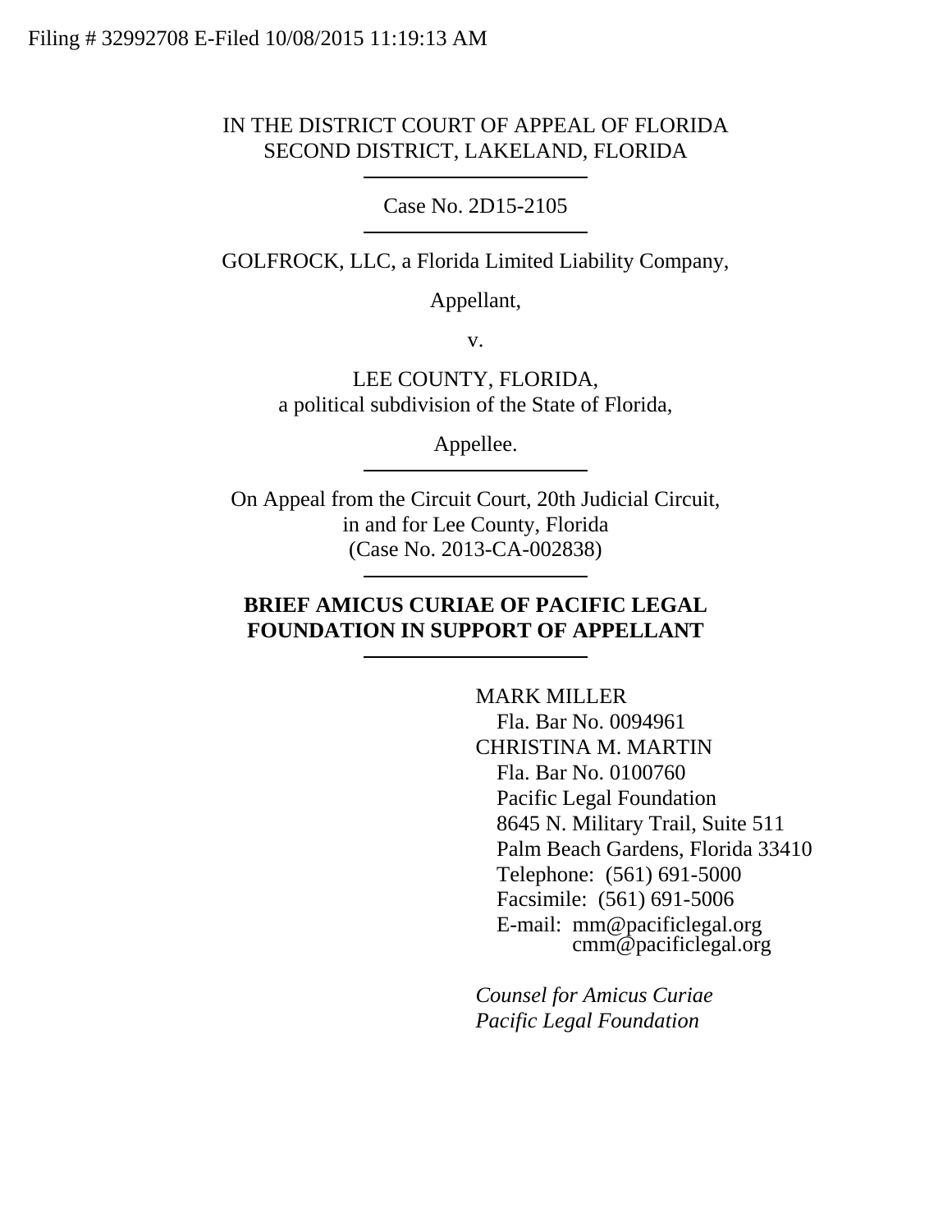Filing # 32992708 E-Filed 10/08/2015 11:19:13 AM

IN THE DISTRICT COURT OF APPEAL OF FLORIDA
SECOND DISTRICT, LAKELAND, FLORIDA

---

Case No. 2D15-2105

---

GOLFROCK, LLC, a Florida Limited Liability Company,

Appellant,

v.

LEE COUNTY, FLORIDA,
a political subdivision of the State of Florida,

Appellee.

---

On Appeal from the Circuit Court, 20th Judicial Circuit,
in and for Lee County, Florida
(Case No. 2013-CA-002838)

---

**BRIEF AMICUS CURIAE OF PACIFIC LEGAL FOUNDATION IN SUPPORT OF APPELLANT**

---

MARK MILLER
Fla. Bar No. 0094961
CHRISTINA M. MARTIN
Fla. Bar No. 0100760
Pacific Legal Foundation
8645 N. Military Trail, Suite 511
Palm Beach Gardens, Florida 33410
Telephone: (561) 691-5000
Facsimile: (561) 691-5006
E-mail: mm@pacificlegal.org
cmm@pacificlegal.org

*Counsel for Amicus Curiae*
*Pacific Legal Foundation*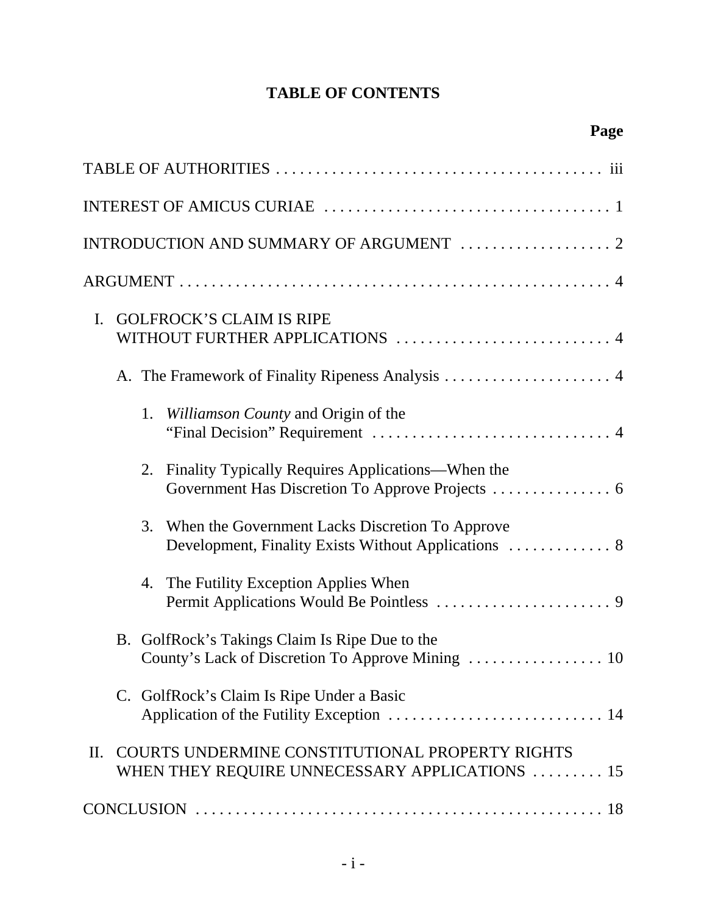# TABLE OF CONTENTS

**Page**

TABLE OF AUTHORITIES . . . . . . . . . . . . . . . . . . . . . . . . . . . . . . . . . . . . . . . . iii

INTEREST OF AMICUS CURIAE . . . . . . . . . . . . . . . . . . . . . . . . . . . . . . . . . . . 1

INTRODUCTION AND SUMMARY OF ARGUMENT . . . . . . . . . . . . . . . . . . . 2

ARGUMENT . . . . . . . . . . . . . . . . . . . . . . . . . . . . . . . . . . . . . . . . . . . . . . . . . . . . 4

I. GOLFROCK'S CLAIM IS RIPE WITHOUT FURTHER APPLICATIONS . . . . . . . . . . . . . . . . . . . . . . . . . . . 4

 A. The Framework of Finality Ripeness Analysis . . . . . . . . . . . . . . . . . . . . . 4

  1. *Williamson County* and Origin of the "Final Decision" Requirement . . . . . . . . . . . . . . . . . . . . . . . . . . . . . . 4

  2. Finality Typically Requires Applications—When the Government Has Discretion To Approve Projects . . . . . . . . . . . . . . . 6

  3. When the Government Lacks Discretion To Approve Development, Finality Exists Without Applications . . . . . . . . . . . . . 8

  4. The Futility Exception Applies When Permit Applications Would Be Pointless . . . . . . . . . . . . . . . . . . . . . . 9

 B. GolfRock's Takings Claim Is Ripe Due to the County's Lack of Discretion To Approve Mining . . . . . . . . . . . . . . . . . 10

 C. GolfRock's Claim Is Ripe Under a Basic Application of the Futility Exception . . . . . . . . . . . . . . . . . . . . . . . . . . . 14

II. COURTS UNDERMINE CONSTITUTIONAL PROPERTY RIGHTS WHEN THEY REQUIRE UNNECESSARY APPLICATIONS . . . . . . . . . 15

CONCLUSION . . . . . . . . . . . . . . . . . . . . . . . . . . . . . . . . . . . . . . . . . . . . . . . . . . 18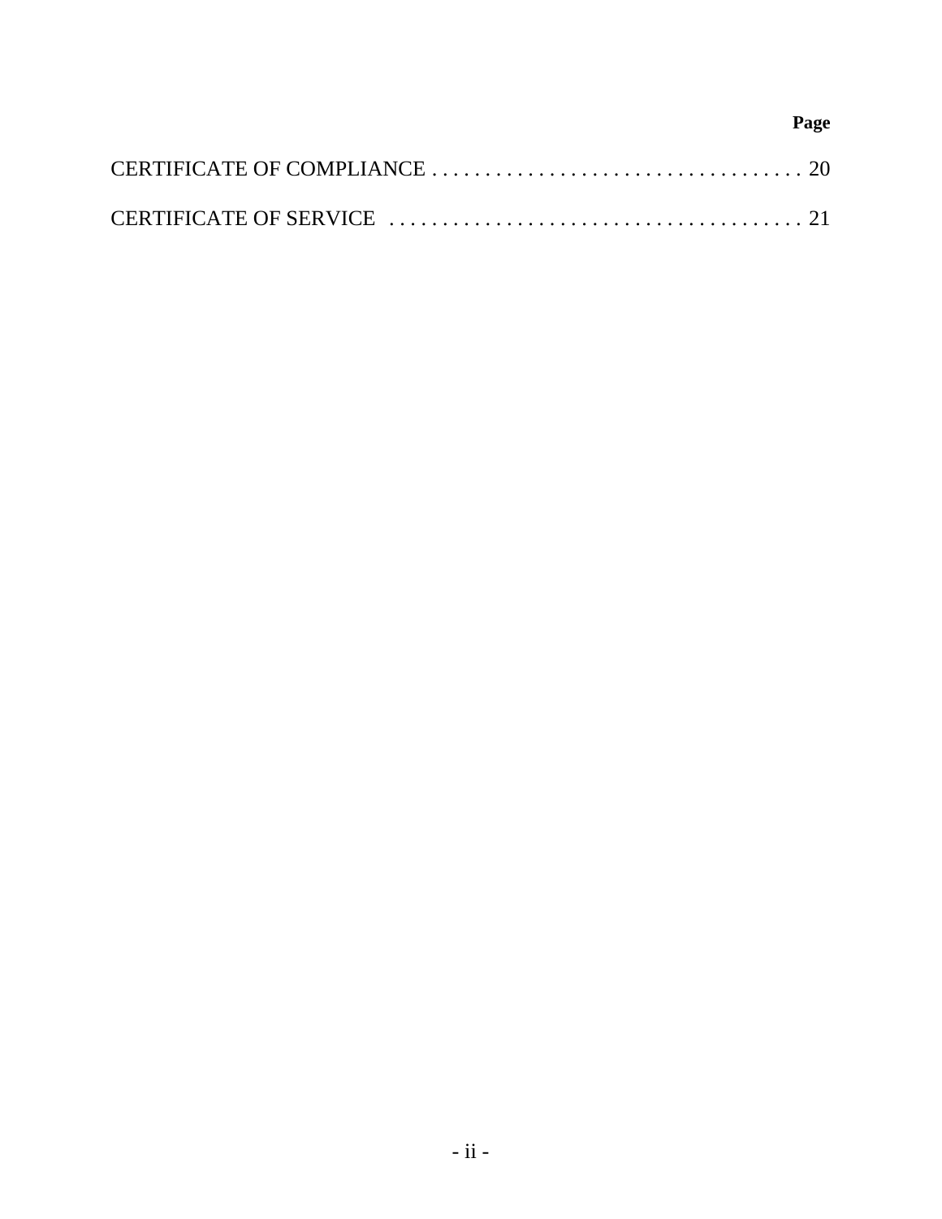| | Page |
|---|---|
| CERTIFICATE OF COMPLIANCE | 20 |
| CERTIFICATE OF SERVICE | 21 |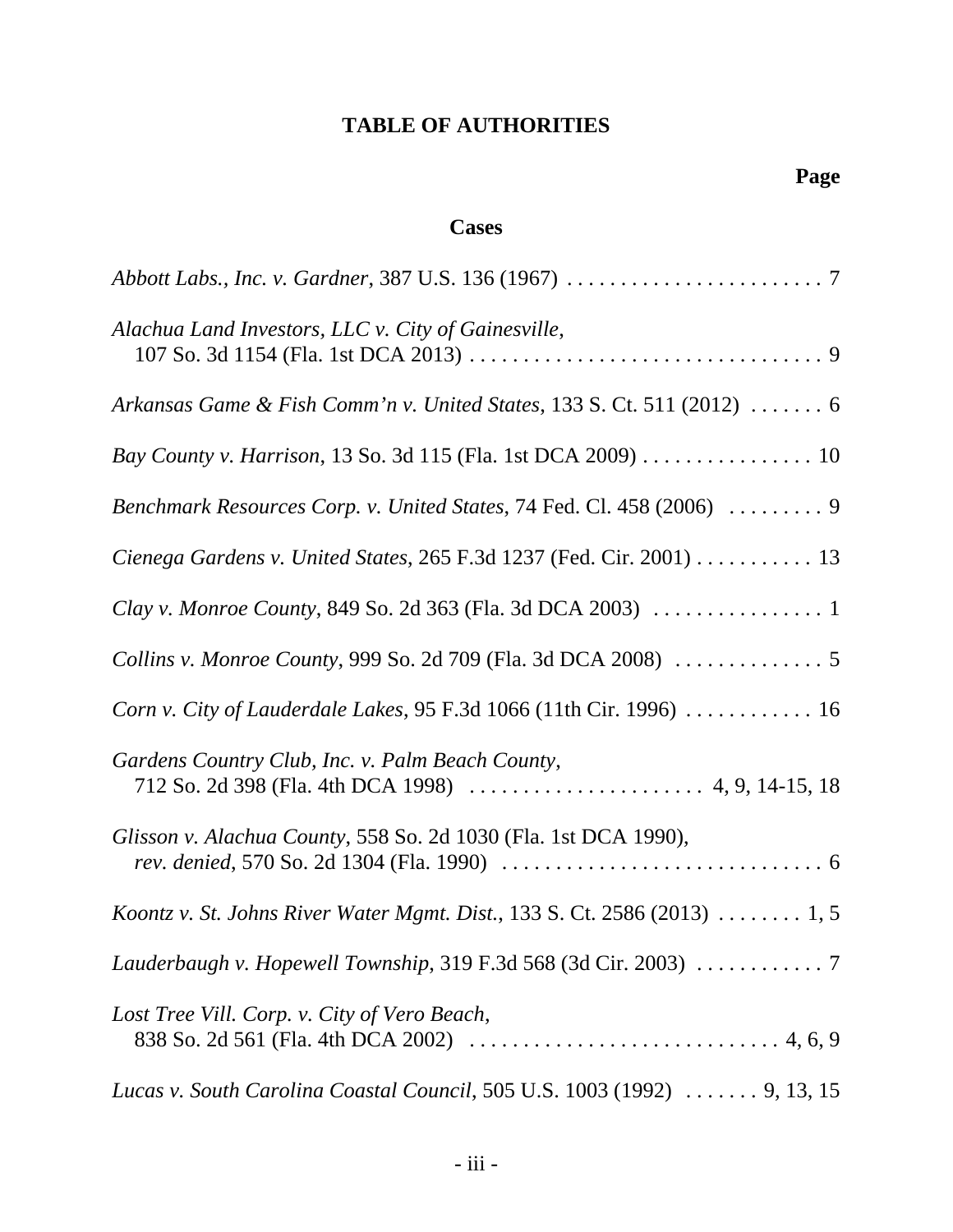# TABLE OF AUTHORITIES

**Page**

## Cases

*Abbott Labs., Inc. v. Gardner*, 387 U.S. 136 (1967) . . . . . . . . . . . . . . . . . . . . . . . . 7

*Alachua Land Investors, LLC v. City of Gainesville*, 107 So. 3d 1154 (Fla. 1st DCA 2013) . . . . . . . . . . . . . . . . . . . . . . . . . . . . . . . . 9

*Arkansas Game & Fish Comm'n v. United States*, 133 S. Ct. 511 (2012) . . . . . . . 6

*Bay County v. Harrison*, 13 So. 3d 115 (Fla. 1st DCA 2009) . . . . . . . . . . . . . . . . 10

*Benchmark Resources Corp. v. United States*, 74 Fed. Cl. 458 (2006) . . . . . . . . . 9

*Cienega Gardens v. United States*, 265 F.3d 1237 (Fed. Cir. 2001) . . . . . . . . . . . 13

*Clay v. Monroe County*, 849 So. 2d 363 (Fla. 3d DCA 2003) . . . . . . . . . . . . . . . . 1

*Collins v. Monroe County*, 999 So. 2d 709 (Fla. 3d DCA 2008) . . . . . . . . . . . . . . 5

*Corn v. City of Lauderdale Lakes*, 95 F.3d 1066 (11th Cir. 1996) . . . . . . . . . . . . 16

*Gardens Country Club, Inc. v. Palm Beach County*, 712 So. 2d 398 (Fla. 4th DCA 1998) . . . . . . . . . . . . . . . . . . . . . . 4, 9, 14-15, 18

*Glisson v. Alachua County*, 558 So. 2d 1030 (Fla. 1st DCA 1990), *rev. denied*, 570 So. 2d 1304 (Fla. 1990) . . . . . . . . . . . . . . . . . . . . . . . . . . . . . . 6

*Koontz v. St. Johns River Water Mgmt. Dist.*, 133 S. Ct. 2586 (2013) . . . . . . . . 1, 5

*Lauderbaugh v. Hopewell Township*, 319 F.3d 568 (3d Cir. 2003) . . . . . . . . . . . . 7

*Lost Tree Vill. Corp. v. City of Vero Beach*, 838 So. 2d 561 (Fla. 4th DCA 2002) . . . . . . . . . . . . . . . . . . . . . . . . . . . . . 4, 6, 9

*Lucas v. South Carolina Coastal Council*, 505 U.S. 1003 (1992) . . . . . . . 9, 13, 15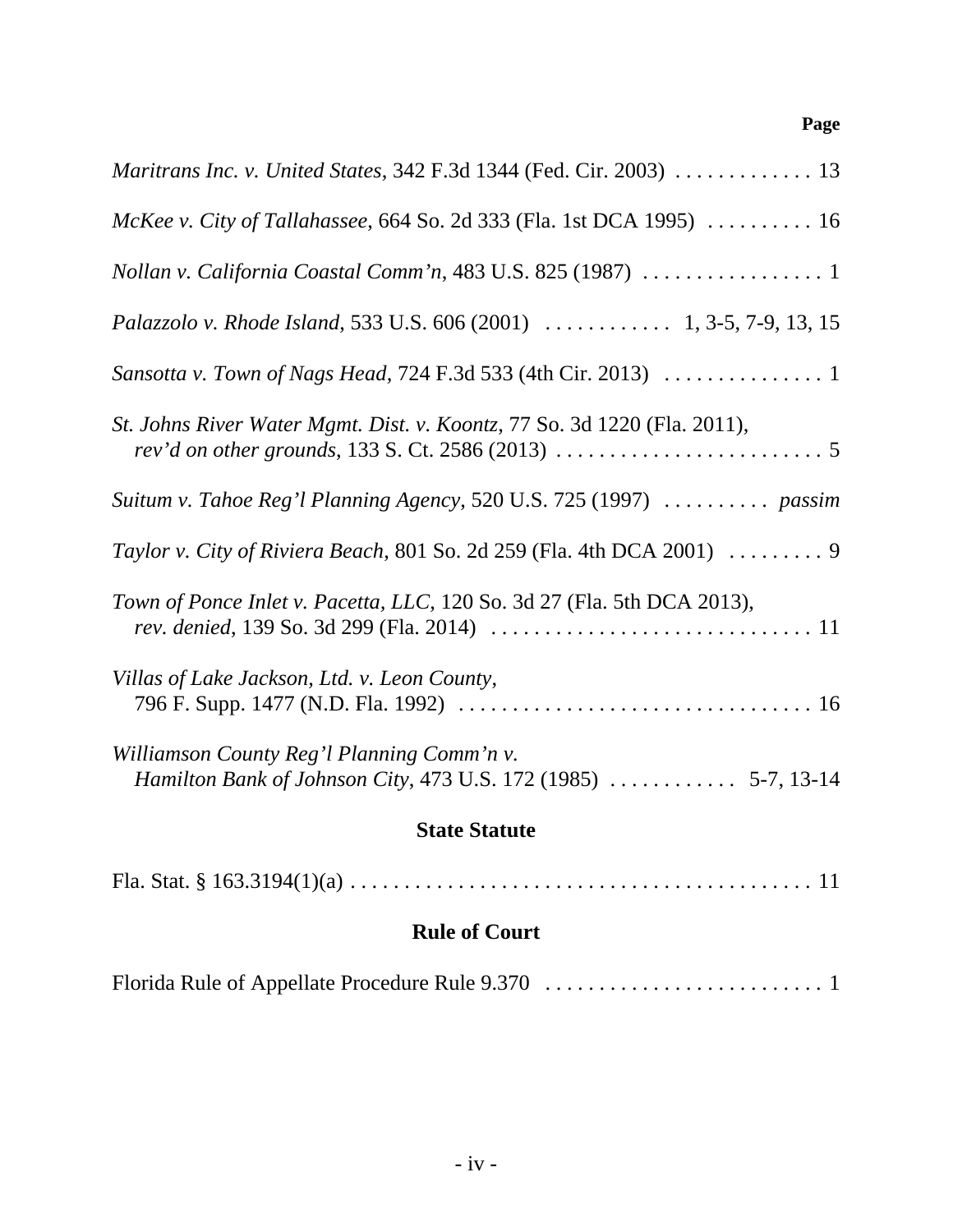**Page**

*Maritrans Inc. v. United States*, 342 F.3d 1344 (Fed. Cir. 2003) . . . . . . . . . . . . . 13

*McKee v. City of Tallahassee*, 664 So. 2d 333 (Fla. 1st DCA 1995) . . . . . . . . . . 16

*Nollan v. California Coastal Comm'n*, 483 U.S. 825 (1987) . . . . . . . . . . . . . . . . . 1

*Palazzolo v. Rhode Island*, 533 U.S. 606 (2001) . . . . . . . . . . . . 1, 3-5, 7-9, 13, 15

*Sansotta v. Town of Nags Head*, 724 F.3d 533 (4th Cir. 2013) . . . . . . . . . . . . . . . 1

*St. Johns River Water Mgmt. Dist. v. Koontz*, 77 So. 3d 1220 (Fla. 2011), *rev'd on other grounds*, 133 S. Ct. 2586 (2013) . . . . . . . . . . . . . . . . . . . . . . . . . 5

*Suitum v. Tahoe Reg'l Planning Agency*, 520 U.S. 725 (1997) . . . . . . . . . . *passim*

*Taylor v. City of Riviera Beach*, 801 So. 2d 259 (Fla. 4th DCA 2001) . . . . . . . . . 9

*Town of Ponce Inlet v. Pacetta, LLC*, 120 So. 3d 27 (Fla. 5th DCA 2013), *rev. denied*, 139 So. 3d 299 (Fla. 2014) . . . . . . . . . . . . . . . . . . . . . . . . . . . . . . 11

*Villas of Lake Jackson, Ltd. v. Leon County*, 796 F. Supp. 1477 (N.D. Fla. 1992) . . . . . . . . . . . . . . . . . . . . . . . . . . . . . . . . . 16

*Williamson County Reg'l Planning Comm'n v. Hamilton Bank of Johnson City*, 473 U.S. 172 (1985) . . . . . . . . . . . . 5-7, 13-14

**State Statute**

Fla. Stat. § 163.3194(1)(a) . . . . . . . . . . . . . . . . . . . . . . . . . . . . . . . . . . . . . . . . . . . 11

**Rule of Court**

Florida Rule of Appellate Procedure Rule 9.370 . . . . . . . . . . . . . . . . . . . . . . . . . . 1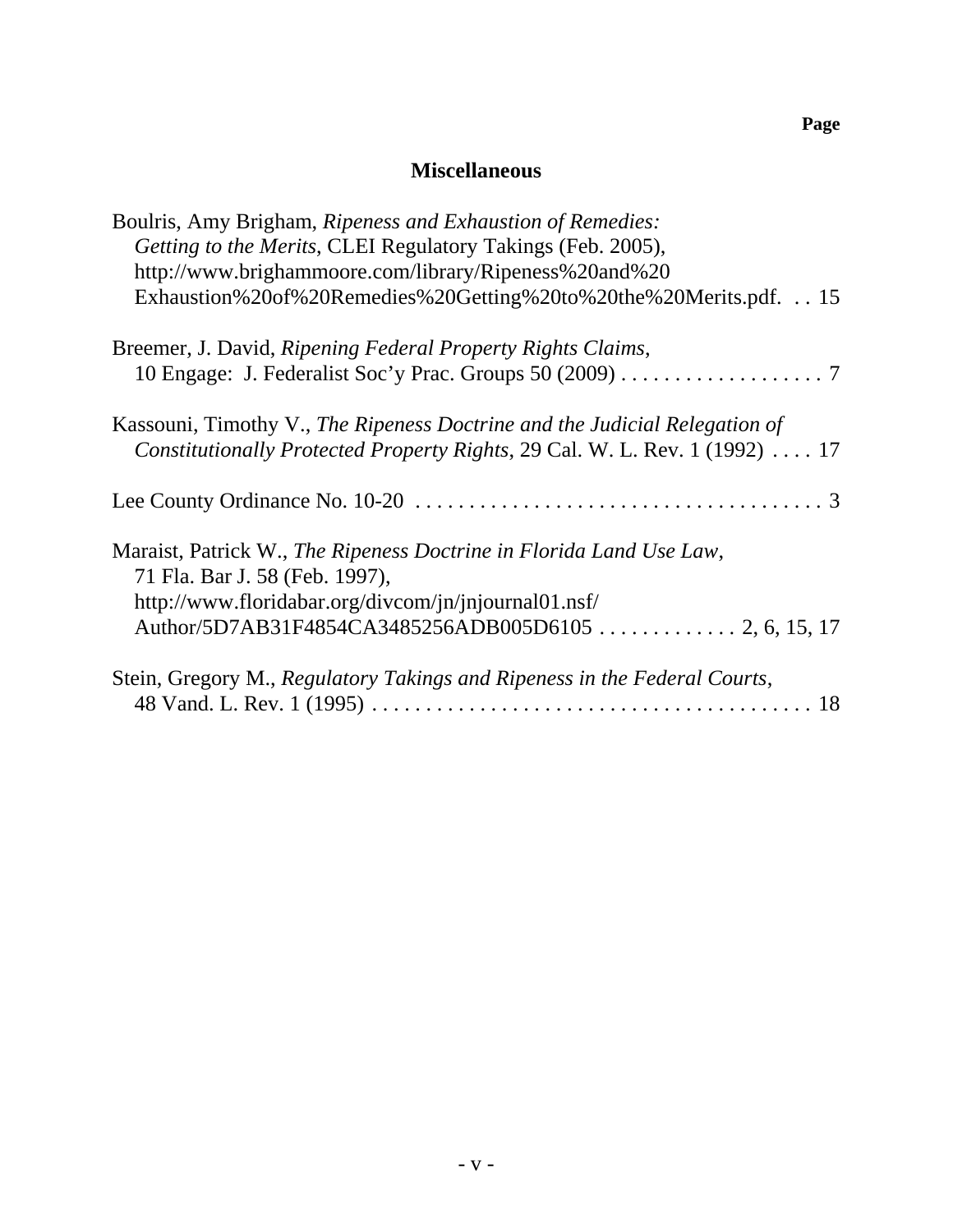**Page**

## Miscellaneous

Boulris, Amy Brigham, *Ripeness and Exhaustion of Remedies: Getting to the Merits*, CLEI Regulatory Takings (Feb. 2005), http://www.brighammoore.com/library/Ripeness%20and%20 Exhaustion%20of%20Remedies%20Getting%20to%20the%20Merits.pdf. . . 15

Breemer, J. David, *Ripening Federal Property Rights Claims*, 10 Engage: J. Federalist Soc'y Prac. Groups 50 (2009) . . . . . . . . . . . . . . . . . . . 7

Kassouni, Timothy V., *The Ripeness Doctrine and the Judicial Relegation of Constitutionally Protected Property Rights*, 29 Cal. W. L. Rev. 1 (1992) . . . . 17

Lee County Ordinance No. 10-20 . . . . . . . . . . . . . . . . . . . . . . . . . . . . . . . . . . . . . . 3

Maraist, Patrick W., *The Ripeness Doctrine in Florida Land Use Law*, 71 Fla. Bar J. 58 (Feb. 1997), http://www.floridabar.org/divcom/jn/jnjournal01.nsf/ Author/5D7AB31F4854CA3485256ADB005D6105 . . . . . . . . . . . . . 2, 6, 15, 17

Stein, Gregory M., *Regulatory Takings and Ripeness in the Federal Courts*, 48 Vand. L. Rev. 1 (1995) . . . . . . . . . . . . . . . . . . . . . . . . . . . . . . . . . . . . . . . . . 18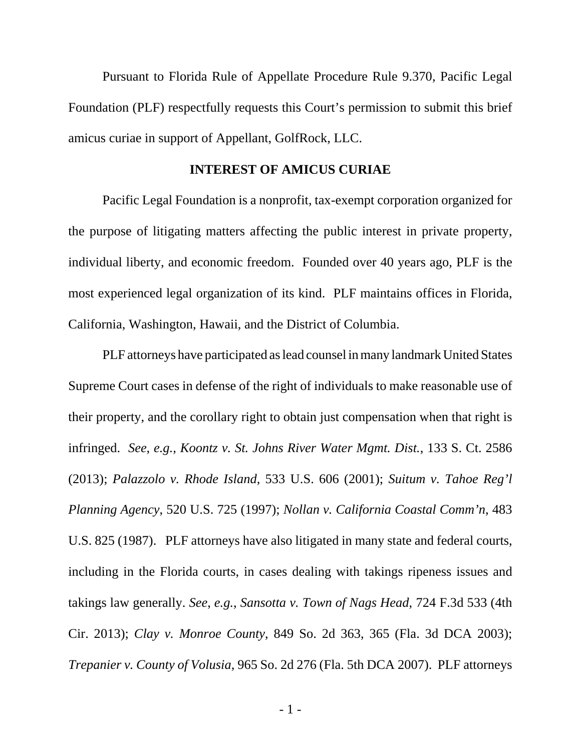Pursuant to Florida Rule of Appellate Procedure Rule 9.370, Pacific Legal Foundation (PLF) respectfully requests this Court's permission to submit this brief amicus curiae in support of Appellant, GolfRock, LLC.

## INTEREST OF AMICUS CURIAE

Pacific Legal Foundation is a nonprofit, tax-exempt corporation organized for the purpose of litigating matters affecting the public interest in private property, individual liberty, and economic freedom. Founded over 40 years ago, PLF is the most experienced legal organization of its kind. PLF maintains offices in Florida, California, Washington, Hawaii, and the District of Columbia.

PLF attorneys have participated as lead counsel in many landmark United States Supreme Court cases in defense of the right of individuals to make reasonable use of their property, and the corollary right to obtain just compensation when that right is infringed. *See*, *e.g.*, *Koontz v. St. Johns River Water Mgmt. Dist.*, 133 S. Ct. 2586 (2013); *Palazzolo v. Rhode Island*, 533 U.S. 606 (2001); *Suitum v. Tahoe Reg'l Planning Agency*, 520 U.S. 725 (1997); *Nollan v. California Coastal Comm'n*, 483 U.S. 825 (1987). PLF attorneys have also litigated in many state and federal courts, including in the Florida courts, in cases dealing with takings ripeness issues and takings law generally. *See*, *e.g.*, *Sansotta v. Town of Nags Head*, 724 F.3d 533 (4th Cir. 2013); *Clay v. Monroe County*, 849 So. 2d 363, 365 (Fla. 3d DCA 2003); *Trepanier v. County of Volusia*, 965 So. 2d 276 (Fla. 5th DCA 2007). PLF attorneys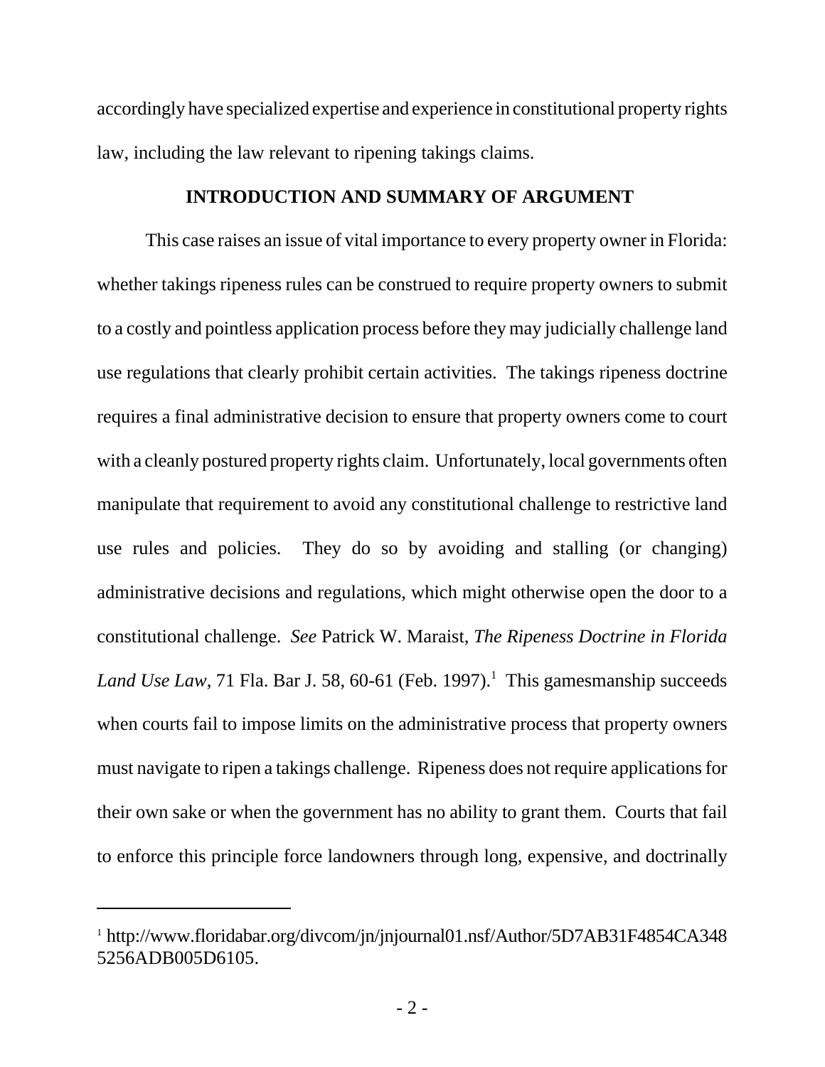accordingly have specialized expertise and experience in constitutional property rights law, including the law relevant to ripening takings claims.

## INTRODUCTION AND SUMMARY OF ARGUMENT

This case raises an issue of vital importance to every property owner in Florida: whether takings ripeness rules can be construed to require property owners to submit to a costly and pointless application process before they may judicially challenge land use regulations that clearly prohibit certain activities. The takings ripeness doctrine requires a final administrative decision to ensure that property owners come to court with a cleanly postured property rights claim. Unfortunately, local governments often manipulate that requirement to avoid any constitutional challenge to restrictive land use rules and policies. They do so by avoiding and stalling (or changing) administrative decisions and regulations, which might otherwise open the door to a constitutional challenge. *See* Patrick W. Maraist, *The Ripeness Doctrine in Florida Land Use Law*, 71 Fla. Bar J. 58, 60-61 (Feb. 1997).[1] This gamesmanship succeeds when courts fail to impose limits on the administrative process that property owners must navigate to ripen a takings challenge. Ripeness does not require applications for their own sake or when the government has no ability to grant them. Courts that fail to enforce this principle force landowners through long, expensive, and doctrinally

---

[1] http://www.floridabar.org/divcom/jn/jnjournal01.nsf/Author/5D7AB31F4854CA3485256ADB005D6105.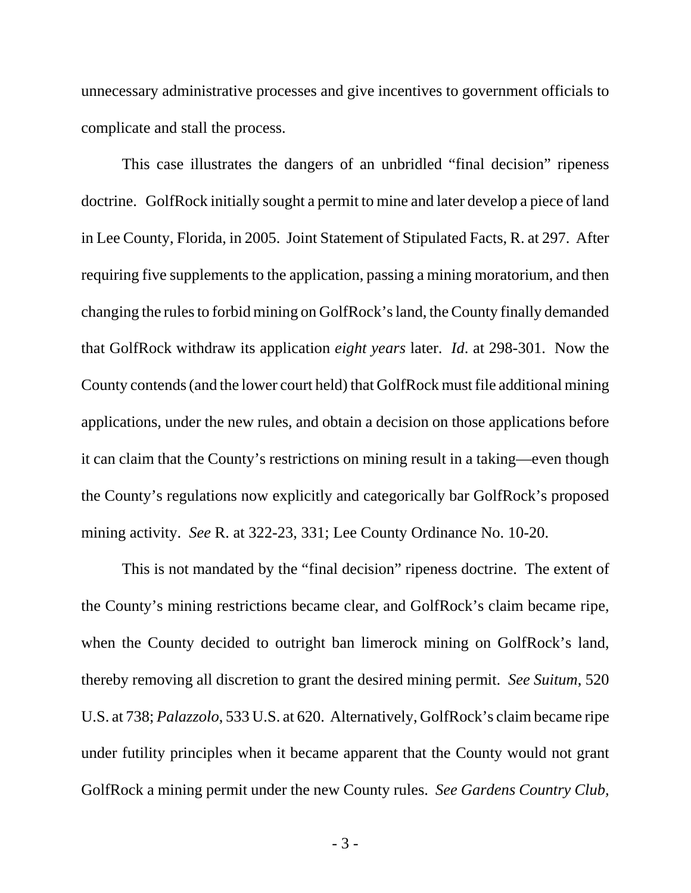unnecessary administrative processes and give incentives to government officials to complicate and stall the process.

This case illustrates the dangers of an unbridled "final decision" ripeness doctrine. GolfRock initially sought a permit to mine and later develop a piece of land in Lee County, Florida, in 2005. Joint Statement of Stipulated Facts, R. at 297. After requiring five supplements to the application, passing a mining moratorium, and then changing the rules to forbid mining on GolfRock's land, the County finally demanded that GolfRock withdraw its application *eight years* later. *Id*. at 298-301. Now the County contends (and the lower court held) that GolfRock must file additional mining applications, under the new rules, and obtain a decision on those applications before it can claim that the County's restrictions on mining result in a taking—even though the County's regulations now explicitly and categorically bar GolfRock's proposed mining activity. *See* R. at 322-23, 331; Lee County Ordinance No. 10-20.

This is not mandated by the "final decision" ripeness doctrine. The extent of the County's mining restrictions became clear, and GolfRock's claim became ripe, when the County decided to outright ban limerock mining on GolfRock's land, thereby removing all discretion to grant the desired mining permit. *See Suitum*, 520 U.S. at 738; *Palazzolo*, 533 U.S. at 620. Alternatively, GolfRock's claim became ripe under futility principles when it became apparent that the County would not grant GolfRock a mining permit under the new County rules. *See Gardens Country Club,*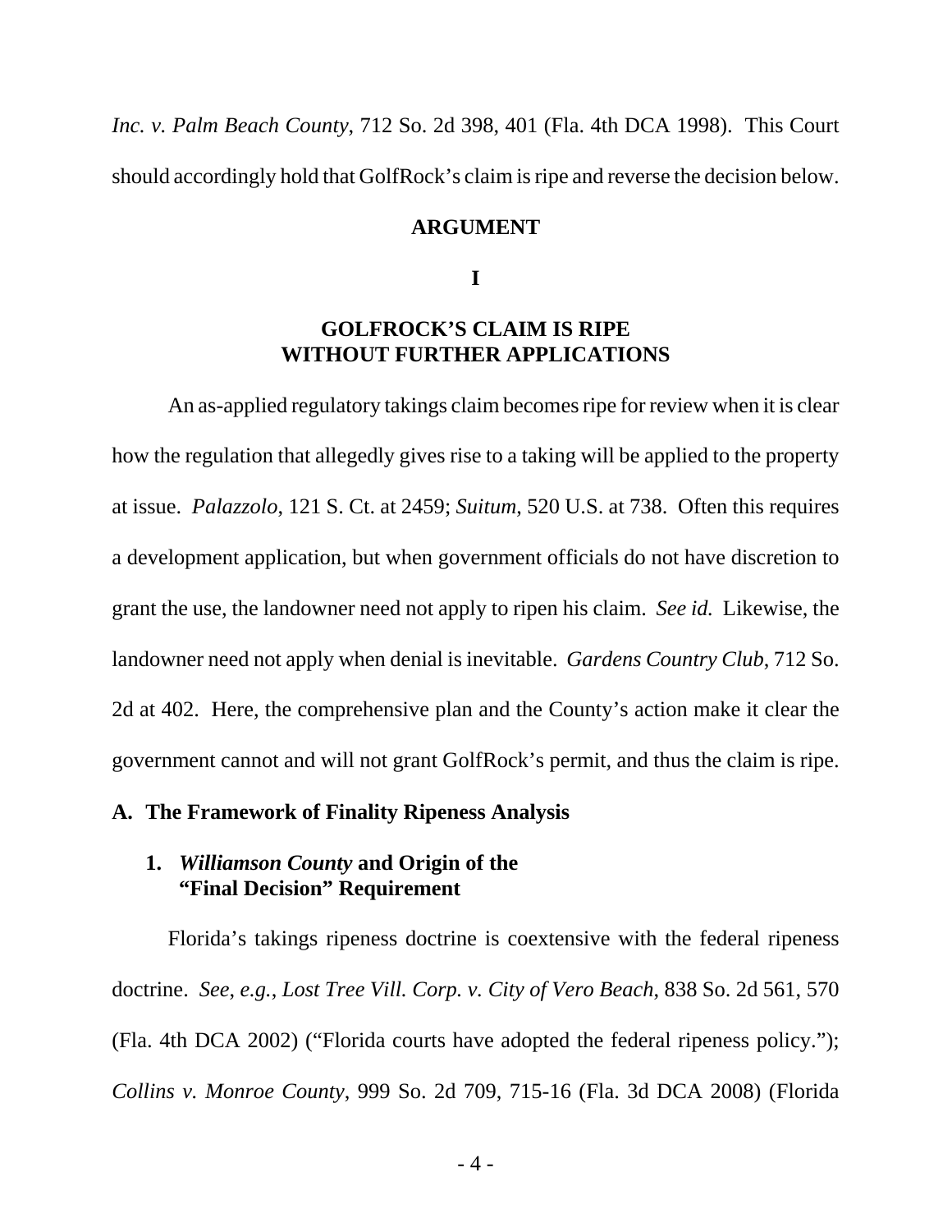*Inc. v. Palm Beach County*, 712 So. 2d 398, 401 (Fla. 4th DCA 1998). This Court should accordingly hold that GolfRock's claim is ripe and reverse the decision below.

## ARGUMENT

### I

### GOLFROCK'S CLAIM IS RIPE WITHOUT FURTHER APPLICATIONS

An as-applied regulatory takings claim becomes ripe for review when it is clear how the regulation that allegedly gives rise to a taking will be applied to the property at issue. *Palazzolo*, 121 S. Ct. at 2459; *Suitum*, 520 U.S. at 738. Often this requires a development application, but when government officials do not have discretion to grant the use, the landowner need not apply to ripen his claim. *See id.* Likewise, the landowner need not apply when denial is inevitable. *Gardens Country Club*, 712 So. 2d at 402. Here, the comprehensive plan and the County's action make it clear the government cannot and will not grant GolfRock's permit, and thus the claim is ripe.

#### A. The Framework of Finality Ripeness Analysis

##### 1. *Williamson County* and Origin of the "Final Decision" Requirement

Florida's takings ripeness doctrine is coextensive with the federal ripeness doctrine. *See, e.g., Lost Tree Vill. Corp. v. City of Vero Beach*, 838 So. 2d 561, 570 (Fla. 4th DCA 2002) ("Florida courts have adopted the federal ripeness policy."); *Collins v. Monroe County*, 999 So. 2d 709, 715-16 (Fla. 3d DCA 2008) (Florida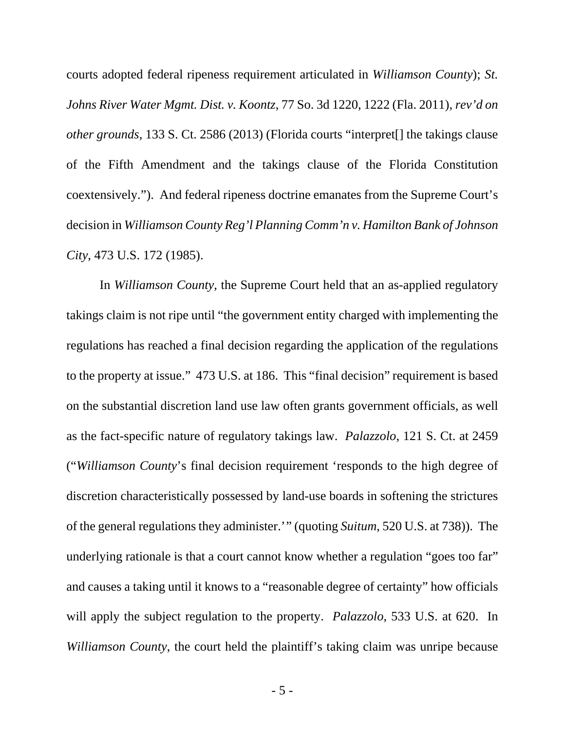courts adopted federal ripeness requirement articulated in *Williamson County*); *St. Johns River Water Mgmt. Dist. v. Koontz*, 77 So. 3d 1220, 1222 (Fla. 2011), *rev'd on other grounds*, 133 S. Ct. 2586 (2013) (Florida courts "interpret[] the takings clause of the Fifth Amendment and the takings clause of the Florida Constitution coextensively."). And federal ripeness doctrine emanates from the Supreme Court's decision in *Williamson County Reg'l Planning Comm'n v. Hamilton Bank of Johnson City*, 473 U.S. 172 (1985).

In *Williamson County*, the Supreme Court held that an as-applied regulatory takings claim is not ripe until "the government entity charged with implementing the regulations has reached a final decision regarding the application of the regulations to the property at issue." 473 U.S. at 186. This "final decision" requirement is based on the substantial discretion land use law often grants government officials, as well as the fact-specific nature of regulatory takings law. *Palazzolo*, 121 S. Ct. at 2459 ("*Williamson County*'s final decision requirement 'responds to the high degree of discretion characteristically possessed by land-use boards in softening the strictures of the general regulations they administer.'" (quoting *Suitum*, 520 U.S. at 738)). The underlying rationale is that a court cannot know whether a regulation "goes too far" and causes a taking until it knows to a "reasonable degree of certainty" how officials will apply the subject regulation to the property. *Palazzolo*, 533 U.S. at 620. In *Williamson County*, the court held the plaintiff's taking claim was unripe because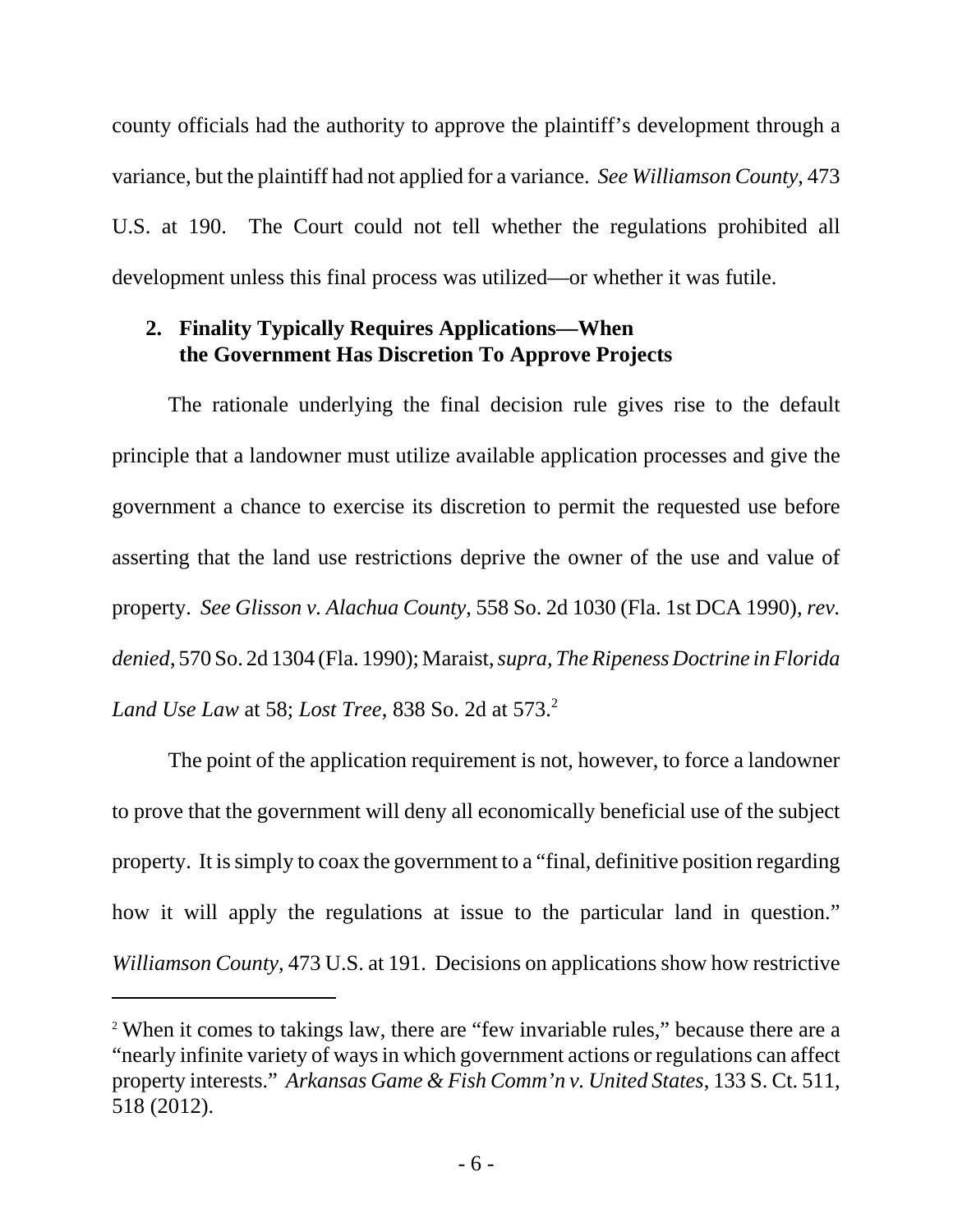county officials had the authority to approve the plaintiff's development through a variance, but the plaintiff had not applied for a variance. *See Williamson County*, 473 U.S. at 190. The Court could not tell whether the regulations prohibited all development unless this final process was utilized—or whether it was futile.

### 2. Finality Typically Requires Applications—When the Government Has Discretion To Approve Projects

The rationale underlying the final decision rule gives rise to the default principle that a landowner must utilize available application processes and give the government a chance to exercise its discretion to permit the requested use before asserting that the land use restrictions deprive the owner of the use and value of property. *See Glisson v. Alachua County*, 558 So. 2d 1030 (Fla. 1st DCA 1990), *rev. denied*, 570 So. 2d 1304 (Fla. 1990); Maraist, *supra*, *The Ripeness Doctrine in Florida Land Use Law* at 58; *Lost Tree*, 838 So. 2d at 573.[2]

The point of the application requirement is not, however, to force a landowner to prove that the government will deny all economically beneficial use of the subject property. It is simply to coax the government to a "final, definitive position regarding how it will apply the regulations at issue to the particular land in question." *Williamson County*, 473 U.S. at 191. Decisions on applications show how restrictive

[2] When it comes to takings law, there are "few invariable rules," because there are a "nearly infinite variety of ways in which government actions or regulations can affect property interests." *Arkansas Game & Fish Comm'n v. United States*, 133 S. Ct. 511, 518 (2012).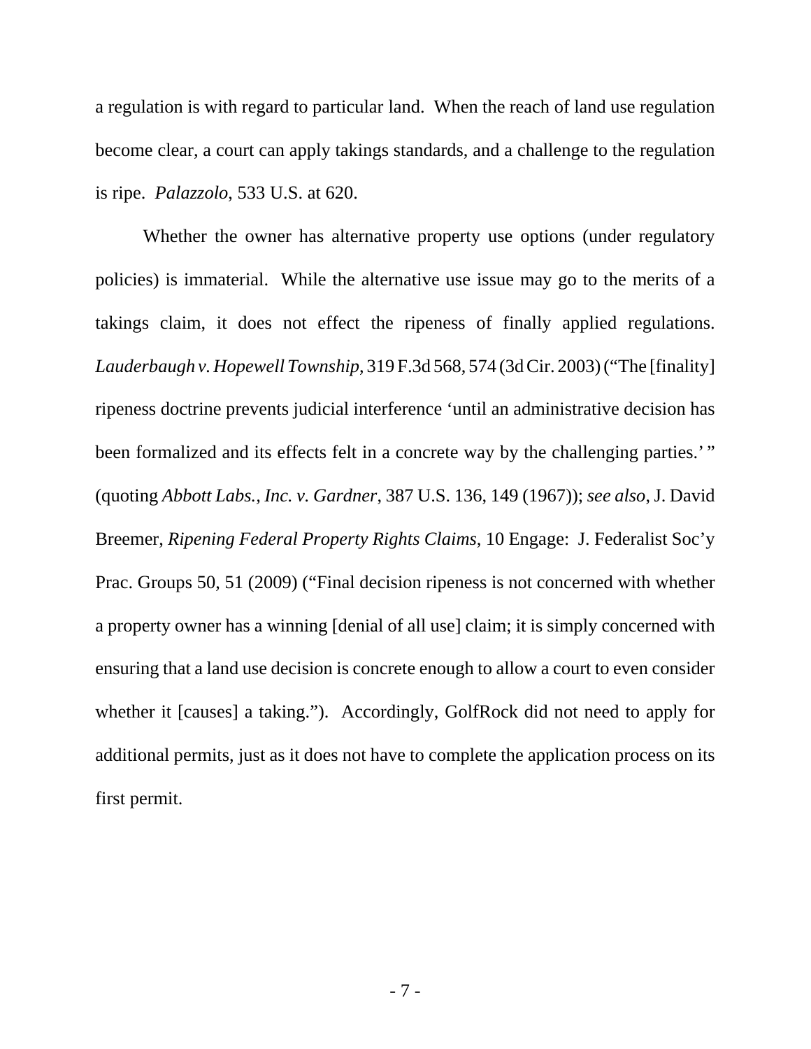a regulation is with regard to particular land. When the reach of land use regulation become clear, a court can apply takings standards, and a challenge to the regulation is ripe. *Palazzolo*, 533 U.S. at 620.

Whether the owner has alternative property use options (under regulatory policies) is immaterial. While the alternative use issue may go to the merits of a takings claim, it does not effect the ripeness of finally applied regulations. *Lauderbaugh v. Hopewell Township*, 319 F.3d 568, 574 (3d Cir. 2003) ("The [finality] ripeness doctrine prevents judicial interference 'until an administrative decision has been formalized and its effects felt in a concrete way by the challenging parties.' " (quoting *Abbott Labs., Inc. v. Gardner*, 387 U.S. 136, 149 (1967)); *see also*, J. David Breemer, *Ripening Federal Property Rights Claims*, 10 Engage: J. Federalist Soc'y Prac. Groups 50, 51 (2009) ("Final decision ripeness is not concerned with whether a property owner has a winning [denial of all use] claim; it is simply concerned with ensuring that a land use decision is concrete enough to allow a court to even consider whether it [causes] a taking."). Accordingly, GolfRock did not need to apply for additional permits, just as it does not have to complete the application process on its first permit.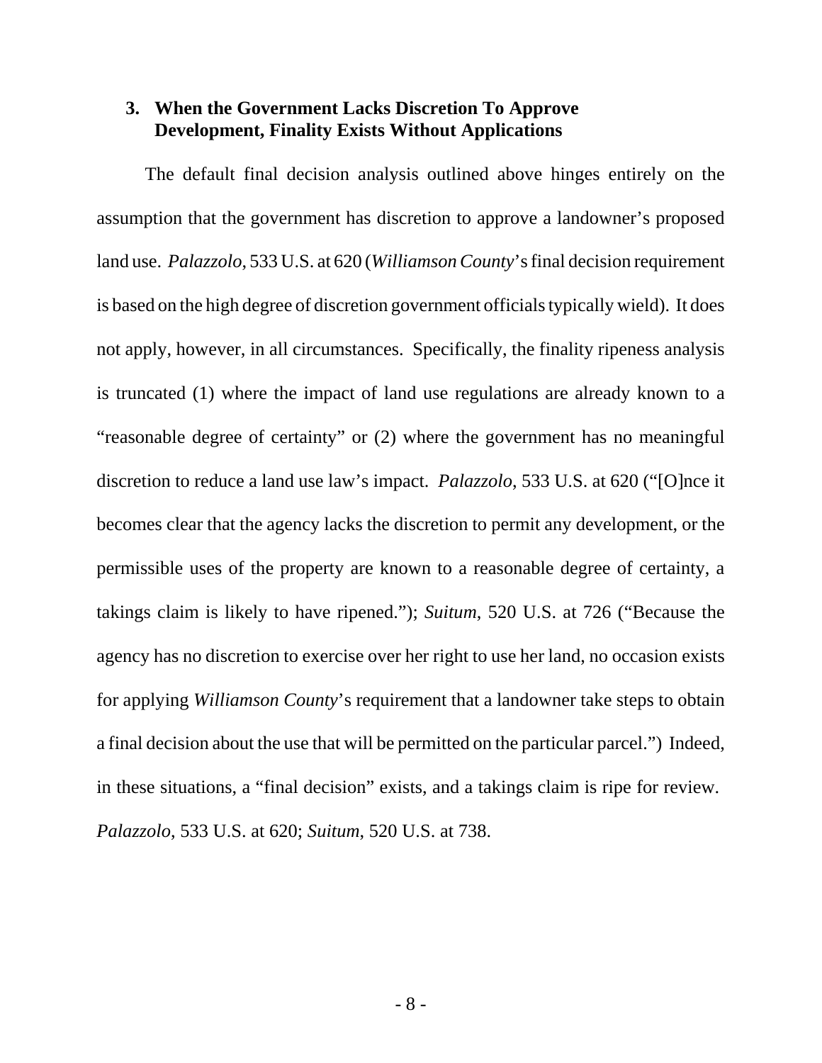### 3. When the Government Lacks Discretion To Approve Development, Finality Exists Without Applications

The default final decision analysis outlined above hinges entirely on the assumption that the government has discretion to approve a landowner's proposed land use. *Palazzolo*, 533 U.S. at 620 (*Williamson County*'s final decision requirement is based on the high degree of discretion government officials typically wield). It does not apply, however, in all circumstances. Specifically, the finality ripeness analysis is truncated (1) where the impact of land use regulations are already known to a "reasonable degree of certainty" or (2) where the government has no meaningful discretion to reduce a land use law's impact. *Palazzolo*, 533 U.S. at 620 ("[O]nce it becomes clear that the agency lacks the discretion to permit any development, or the permissible uses of the property are known to a reasonable degree of certainty, a takings claim is likely to have ripened."); *Suitum*, 520 U.S. at 726 ("Because the agency has no discretion to exercise over her right to use her land, no occasion exists for applying *Williamson County*'s requirement that a landowner take steps to obtain a final decision about the use that will be permitted on the particular parcel.") Indeed, in these situations, a "final decision" exists, and a takings claim is ripe for review. *Palazzolo*, 533 U.S. at 620; *Suitum*, 520 U.S. at 738.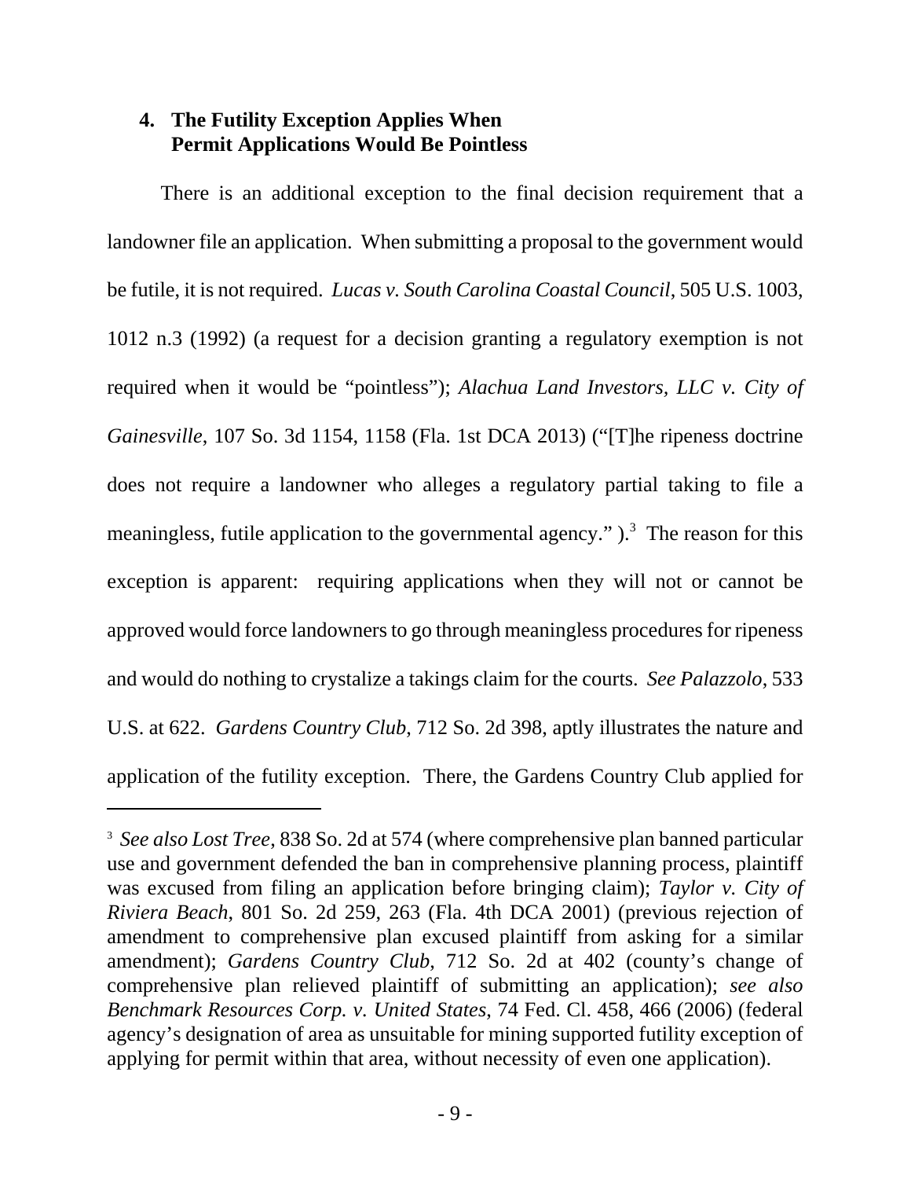### 4. **The Futility Exception Applies When Permit Applications Would Be Pointless**

There is an additional exception to the final decision requirement that a landowner file an application. When submitting a proposal to the government would be futile, it is not required. *Lucas v. South Carolina Coastal Council*, 505 U.S. 1003, 1012 n.3 (1992) (a request for a decision granting a regulatory exemption is not required when it would be "pointless"); *Alachua Land Investors, LLC v. City of Gainesville*, 107 So. 3d 1154, 1158 (Fla. 1st DCA 2013) ("[T]he ripeness doctrine does not require a landowner who alleges a regulatory partial taking to file a meaningless, futile application to the governmental agency." ).[3] The reason for this exception is apparent: requiring applications when they will not or cannot be approved would force landowners to go through meaningless procedures for ripeness and would do nothing to crystalize a takings claim for the courts. *See Palazzolo*, 533 U.S. at 622. *Gardens Country Club*, 712 So. 2d 398, aptly illustrates the nature and application of the futility exception. There, the Gardens Country Club applied for

---

[3] *See also Lost Tree*, 838 So. 2d at 574 (where comprehensive plan banned particular use and government defended the ban in comprehensive planning process, plaintiff was excused from filing an application before bringing claim); *Taylor v. City of Riviera Beach*, 801 So. 2d 259, 263 (Fla. 4th DCA 2001) (previous rejection of amendment to comprehensive plan excused plaintiff from asking for a similar amendment); *Gardens Country Club*, 712 So. 2d at 402 (county's change of comprehensive plan relieved plaintiff of submitting an application); *see also Benchmark Resources Corp. v. United States*, 74 Fed. Cl. 458, 466 (2006) (federal agency's designation of area as unsuitable for mining supported futility exception of applying for permit within that area, without necessity of even one application).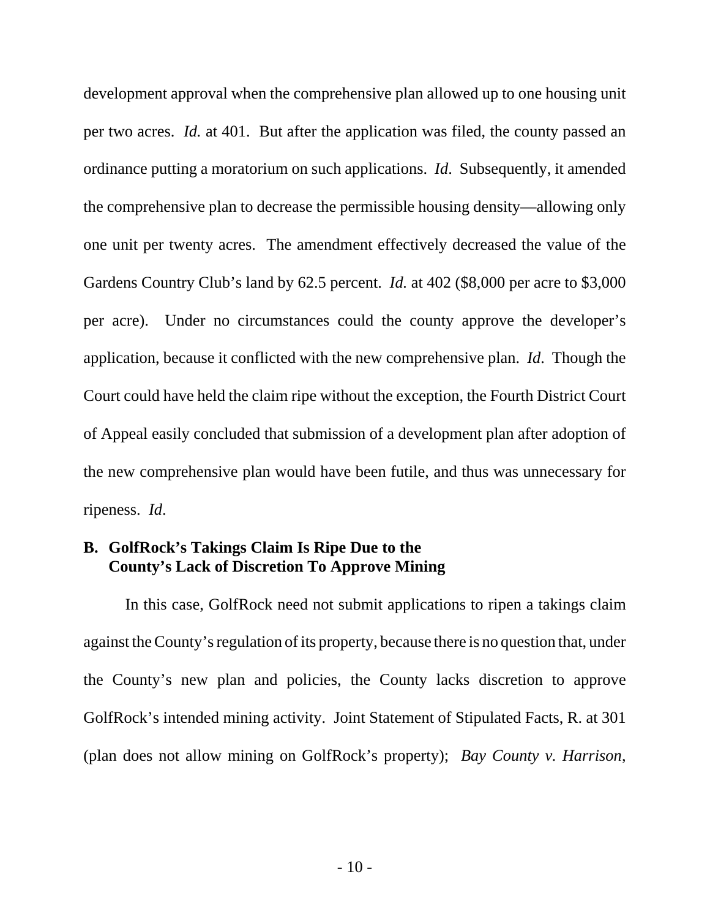development approval when the comprehensive plan allowed up to one housing unit per two acres. *Id.* at 401. But after the application was filed, the county passed an ordinance putting a moratorium on such applications. *Id*. Subsequently, it amended the comprehensive plan to decrease the permissible housing density—allowing only one unit per twenty acres. The amendment effectively decreased the value of the Gardens Country Club's land by 62.5 percent. *Id.* at 402 ($8,000 per acre to $3,000 per acre). Under no circumstances could the county approve the developer's application, because it conflicted with the new comprehensive plan. *Id*. Though the Court could have held the claim ripe without the exception, the Fourth District Court of Appeal easily concluded that submission of a development plan after adoption of the new comprehensive plan would have been futile, and thus was unnecessary for ripeness. *Id*.

### B. GolfRock's Takings Claim Is Ripe Due to the County's Lack of Discretion To Approve Mining

In this case, GolfRock need not submit applications to ripen a takings claim against the County's regulation of its property, because there is no question that, under the County's new plan and policies, the County lacks discretion to approve GolfRock's intended mining activity. Joint Statement of Stipulated Facts, R. at 301 (plan does not allow mining on GolfRock's property); *Bay County v. Harrison*,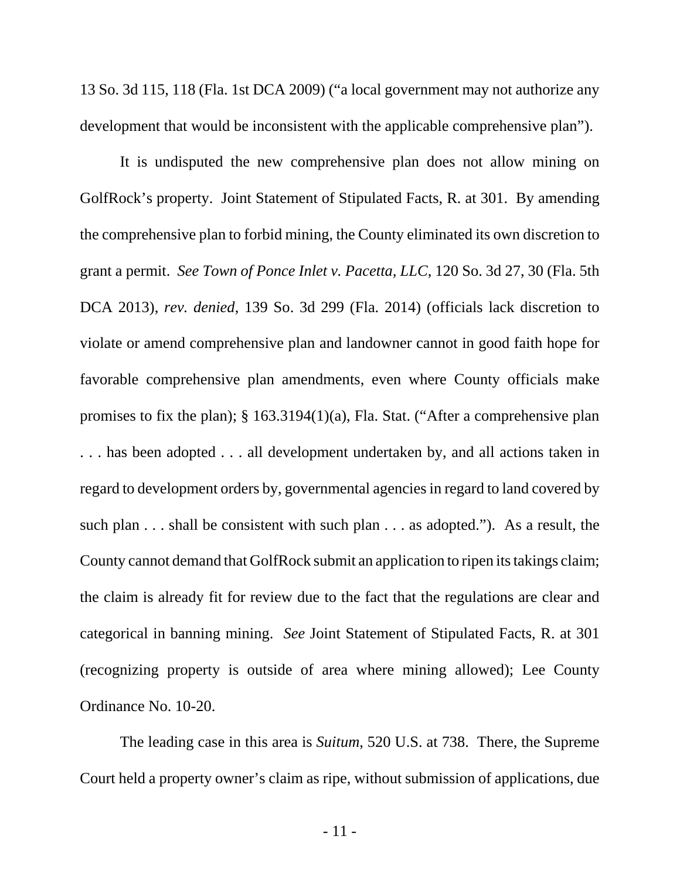13 So. 3d 115, 118 (Fla. 1st DCA 2009) ("a local government may not authorize any development that would be inconsistent with the applicable comprehensive plan").

It is undisputed the new comprehensive plan does not allow mining on GolfRock's property. Joint Statement of Stipulated Facts, R. at 301. By amending the comprehensive plan to forbid mining, the County eliminated its own discretion to grant a permit. *See Town of Ponce Inlet v. Pacetta, LLC*, 120 So. 3d 27, 30 (Fla. 5th DCA 2013), *rev. denied*, 139 So. 3d 299 (Fla. 2014) (officials lack discretion to violate or amend comprehensive plan and landowner cannot in good faith hope for favorable comprehensive plan amendments, even where County officials make promises to fix the plan); § 163.3194(1)(a), Fla. Stat. ("After a comprehensive plan . . . has been adopted . . . all development undertaken by, and all actions taken in regard to development orders by, governmental agencies in regard to land covered by such plan . . . shall be consistent with such plan . . . as adopted."). As a result, the County cannot demand that GolfRock submit an application to ripen its takings claim; the claim is already fit for review due to the fact that the regulations are clear and categorical in banning mining. *See* Joint Statement of Stipulated Facts, R. at 301 (recognizing property is outside of area where mining allowed); Lee County Ordinance No. 10-20.

The leading case in this area is *Suitum*, 520 U.S. at 738. There, the Supreme Court held a property owner's claim as ripe, without submission of applications, due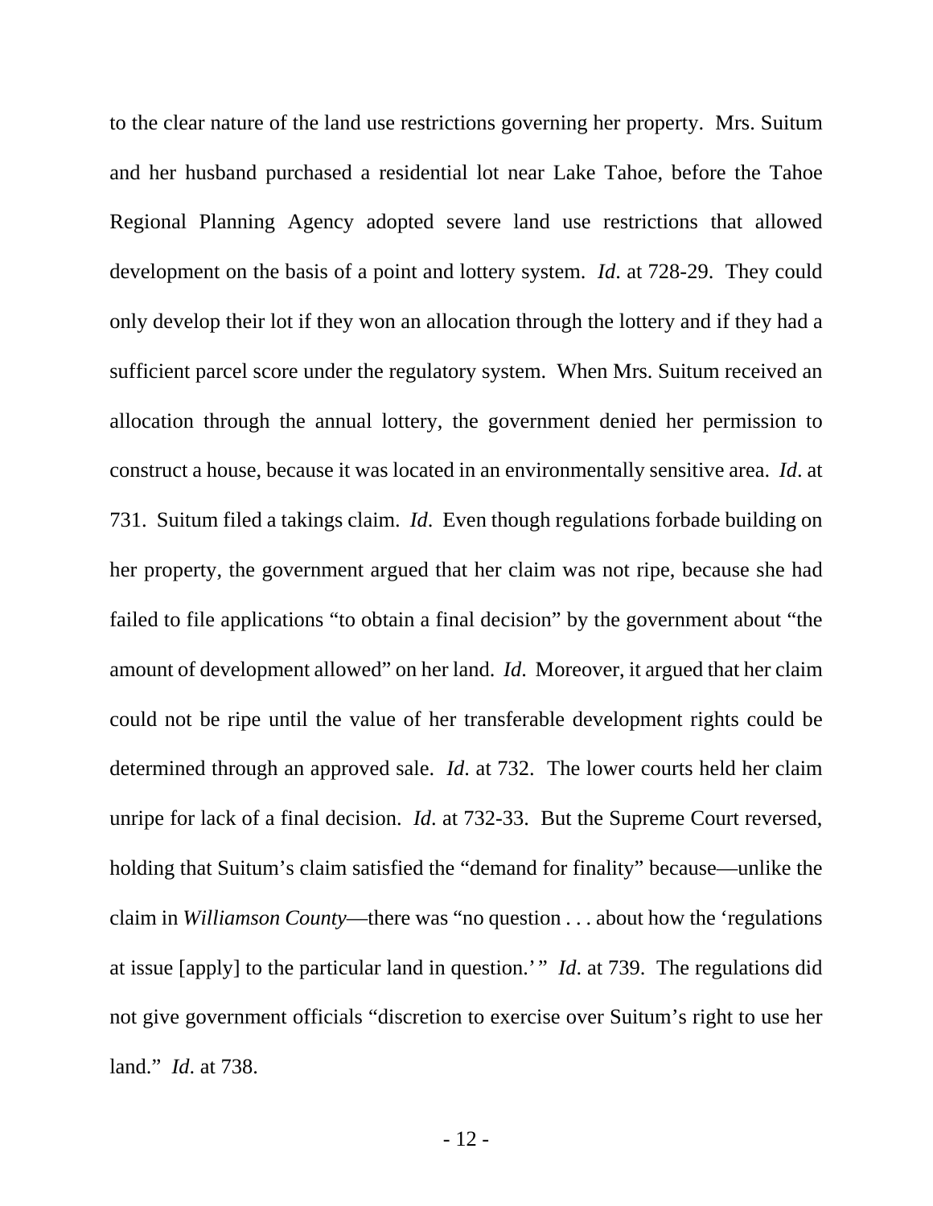to the clear nature of the land use restrictions governing her property. Mrs. Suitum and her husband purchased a residential lot near Lake Tahoe, before the Tahoe Regional Planning Agency adopted severe land use restrictions that allowed development on the basis of a point and lottery system. *Id*. at 728-29. They could only develop their lot if they won an allocation through the lottery and if they had a sufficient parcel score under the regulatory system. When Mrs. Suitum received an allocation through the annual lottery, the government denied her permission to construct a house, because it was located in an environmentally sensitive area. *Id*. at 731. Suitum filed a takings claim. *Id*. Even though regulations forbade building on her property, the government argued that her claim was not ripe, because she had failed to file applications "to obtain a final decision" by the government about "the amount of development allowed" on her land. *Id*. Moreover, it argued that her claim could not be ripe until the value of her transferable development rights could be determined through an approved sale. *Id*. at 732. The lower courts held her claim unripe for lack of a final decision. *Id*. at 732-33. But the Supreme Court reversed, holding that Suitum's claim satisfied the "demand for finality" because—unlike the claim in *Williamson County*—there was "no question . . . about how the 'regulations at issue [apply] to the particular land in question.' " *Id*. at 739. The regulations did not give government officials "discretion to exercise over Suitum's right to use her land." *Id*. at 738.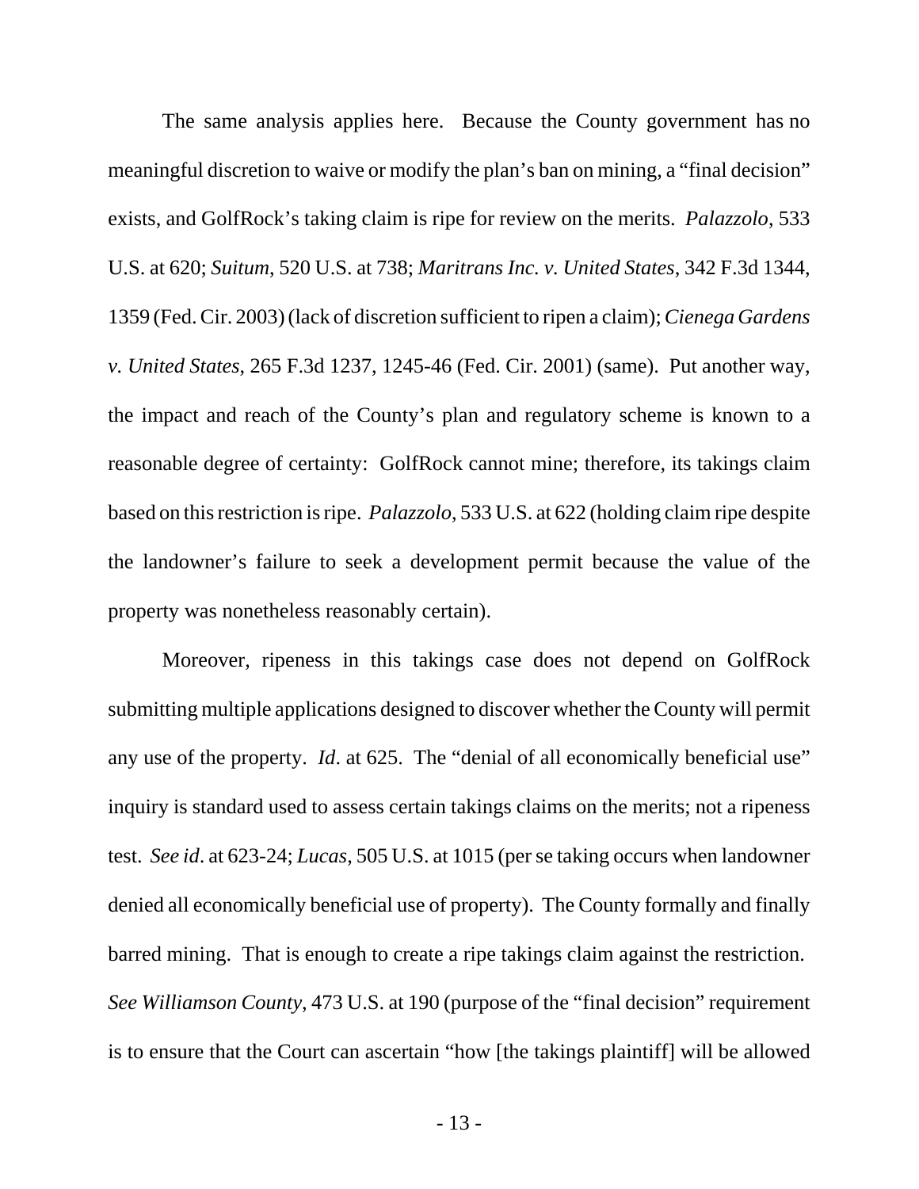The same analysis applies here. Because the County government has no meaningful discretion to waive or modify the plan's ban on mining, a "final decision" exists, and GolfRock's taking claim is ripe for review on the merits. *Palazzolo*, 533 U.S. at 620; *Suitum*, 520 U.S. at 738; *Maritrans Inc. v. United States*, 342 F.3d 1344, 1359 (Fed. Cir. 2003) (lack of discretion sufficient to ripen a claim); *Cienega Gardens v. United States*, 265 F.3d 1237, 1245-46 (Fed. Cir. 2001) (same). Put another way, the impact and reach of the County's plan and regulatory scheme is known to a reasonable degree of certainty: GolfRock cannot mine; therefore, its takings claim based on this restriction is ripe. *Palazzolo*, 533 U.S. at 622 (holding claim ripe despite the landowner's failure to seek a development permit because the value of the property was nonetheless reasonably certain).

Moreover, ripeness in this takings case does not depend on GolfRock submitting multiple applications designed to discover whether the County will permit any use of the property. *Id*. at 625. The "denial of all economically beneficial use" inquiry is standard used to assess certain takings claims on the merits; not a ripeness test. *See id*. at 623-24; *Lucas*, 505 U.S. at 1015 (per se taking occurs when landowner denied all economically beneficial use of property). The County formally and finally barred mining. That is enough to create a ripe takings claim against the restriction. *See Williamson County*, 473 U.S. at 190 (purpose of the "final decision" requirement is to ensure that the Court can ascertain "how [the takings plaintiff] will be allowed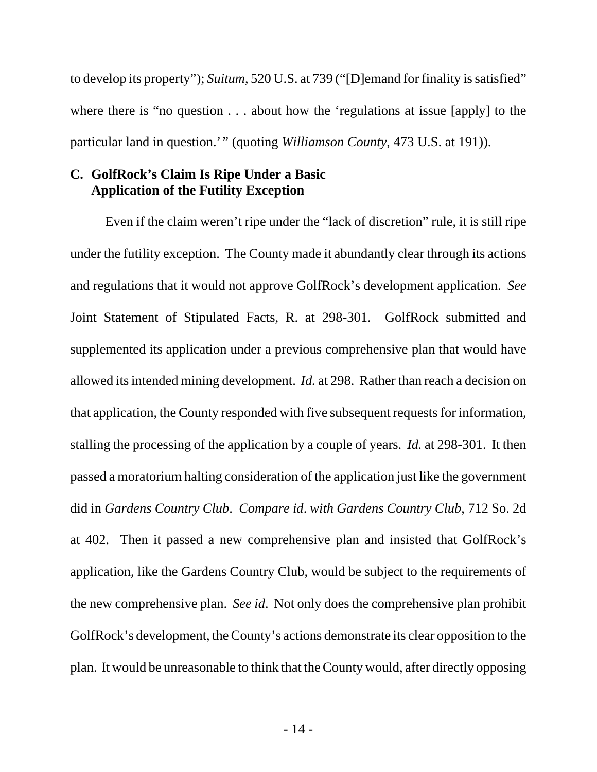to develop its property"); *Suitum*, 520 U.S. at 739 ("[D]emand for finality is satisfied" where there is "no question . . . about how the 'regulations at issue [apply] to the particular land in question.' " (quoting *Williamson County*, 473 U.S. at 191)).

### C. GolfRock's Claim Is Ripe Under a Basic Application of the Futility Exception

Even if the claim weren't ripe under the "lack of discretion" rule, it is still ripe under the futility exception. The County made it abundantly clear through its actions and regulations that it would not approve GolfRock's development application. *See* Joint Statement of Stipulated Facts, R. at 298-301. GolfRock submitted and supplemented its application under a previous comprehensive plan that would have allowed its intended mining development. *Id.* at 298. Rather than reach a decision on that application, the County responded with five subsequent requests for information, stalling the processing of the application by a couple of years. *Id.* at 298-301. It then passed a moratorium halting consideration of the application just like the government did in *Gardens Country Club*. *Compare id*. *with Gardens Country Club*, 712 So. 2d at 402. Then it passed a new comprehensive plan and insisted that GolfRock's application, like the Gardens Country Club, would be subject to the requirements of the new comprehensive plan. *See id*. Not only does the comprehensive plan prohibit GolfRock's development, the County's actions demonstrate its clear opposition to the plan. It would be unreasonable to think that the County would, after directly opposing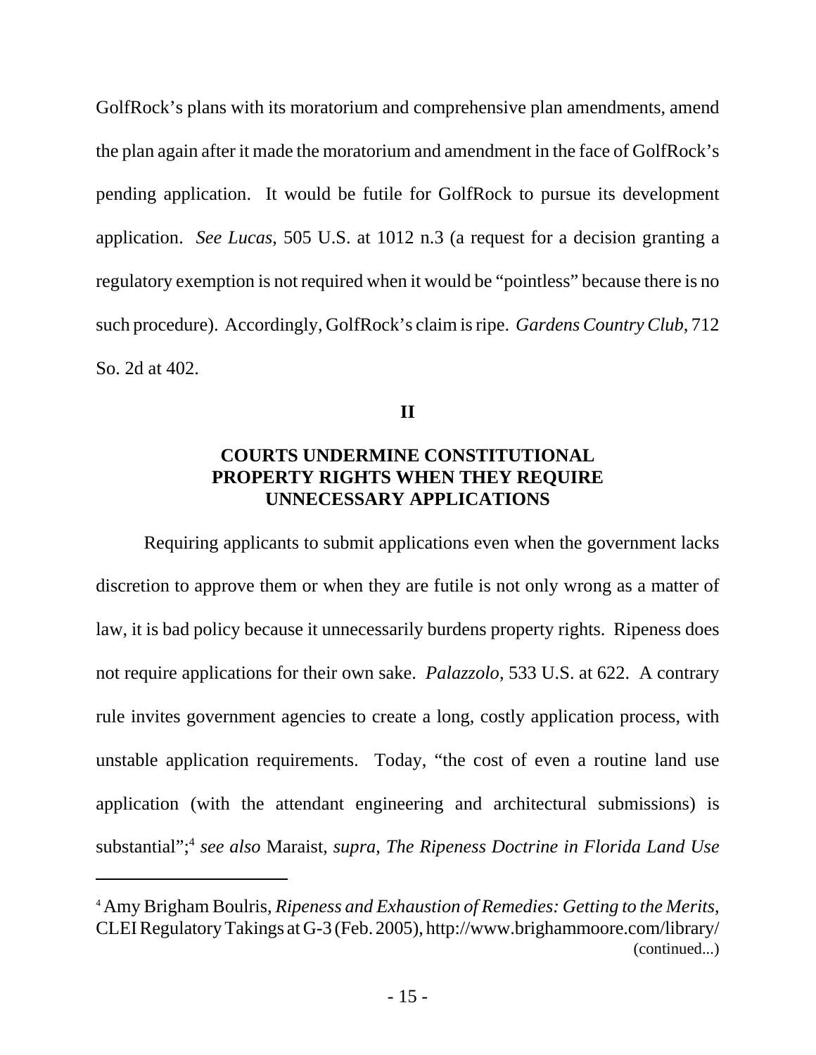GolfRock's plans with its moratorium and comprehensive plan amendments, amend the plan again after it made the moratorium and amendment in the face of GolfRock's pending application. It would be futile for GolfRock to pursue its development application. *See Lucas*, 505 U.S. at 1012 n.3 (a request for a decision granting a regulatory exemption is not required when it would be "pointless" because there is no such procedure). Accordingly, GolfRock's claim is ripe. *Gardens Country Club*, 712 So. 2d at 402.

## II

## COURTS UNDERMINE CONSTITUTIONAL PROPERTY RIGHTS WHEN THEY REQUIRE UNNECESSARY APPLICATIONS

Requiring applicants to submit applications even when the government lacks discretion to approve them or when they are futile is not only wrong as a matter of law, it is bad policy because it unnecessarily burdens property rights. Ripeness does not require applications for their own sake. *Palazzolo*, 533 U.S. at 622. A contrary rule invites government agencies to create a long, costly application process, with unstable application requirements. Today, "the cost of even a routine land use application (with the attendant engineering and architectural submissions) is substantial";[4] *see also* Maraist, *supra*, *The Ripeness Doctrine in Florida Land Use*

---

[4] Amy Brigham Boulris, *Ripeness and Exhaustion of Remedies: Getting to the Merits*, CLEI Regulatory Takings at G-3 (Feb. 2005), http://www.brighammoore.com/library/ (continued...)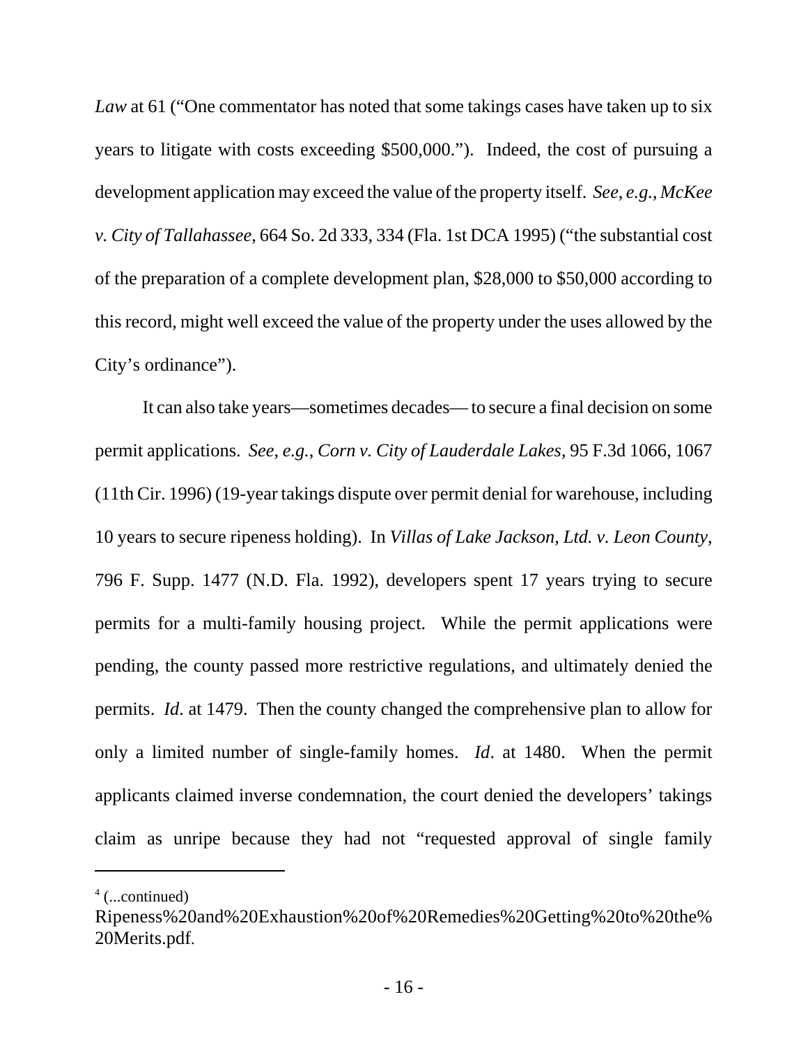*Law* at 61 ("One commentator has noted that some takings cases have taken up to six years to litigate with costs exceeding $500,000."). Indeed, the cost of pursuing a development application may exceed the value of the property itself. *See, e.g.*, *McKee v. City of Tallahassee*, 664 So. 2d 333, 334 (Fla. 1st DCA 1995) ("the substantial cost of the preparation of a complete development plan, $28,000 to $50,000 according to this record, might well exceed the value of the property under the uses allowed by the City's ordinance").

It can also take years—sometimes decades— to secure a final decision on some permit applications. *See, e.g.*, *Corn v. City of Lauderdale Lakes*, 95 F.3d 1066, 1067 (11th Cir. 1996) (19-year takings dispute over permit denial for warehouse, including 10 years to secure ripeness holding). In *Villas of Lake Jackson, Ltd. v. Leon County*, 796 F. Supp. 1477 (N.D. Fla. 1992), developers spent 17 years trying to secure permits for a multi-family housing project. While the permit applications were pending, the county passed more restrictive regulations, and ultimately denied the permits. *Id*. at 1479. Then the county changed the comprehensive plan to allow for only a limited number of single-family homes. *Id*. at 1480. When the permit applicants claimed inverse condemnation, the court denied the developers' takings claim as unripe because they had not "requested approval of single family

---

[4] (...continued)
Ripeness%20and%20Exhaustion%20of%20Remedies%20Getting%20to%20the%20Merits.pdf.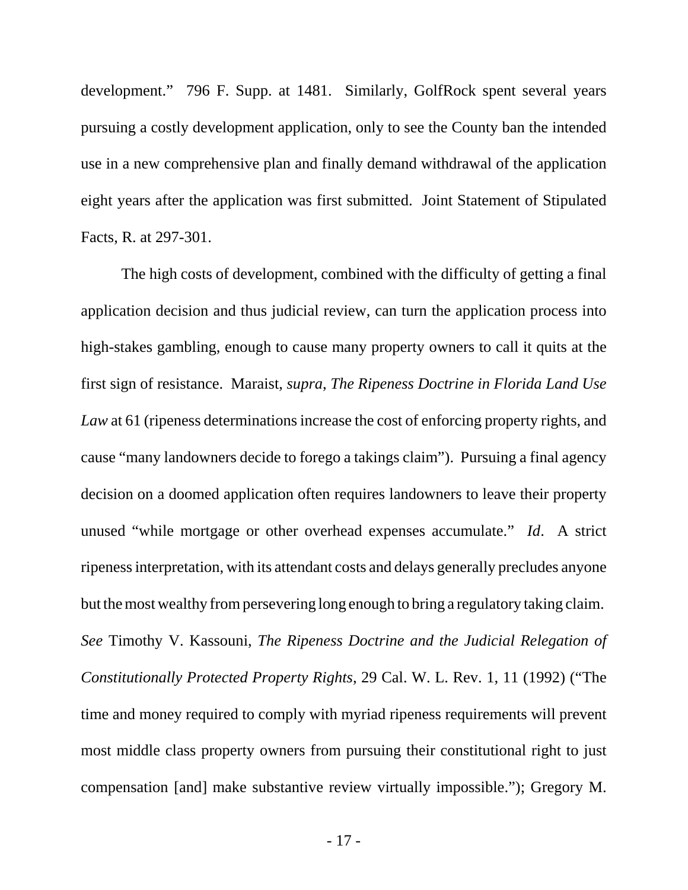development." 796 F. Supp. at 1481. Similarly, GolfRock spent several years pursuing a costly development application, only to see the County ban the intended use in a new comprehensive plan and finally demand withdrawal of the application eight years after the application was first submitted. Joint Statement of Stipulated Facts, R. at 297-301.

The high costs of development, combined with the difficulty of getting a final application decision and thus judicial review, can turn the application process into high-stakes gambling, enough to cause many property owners to call it quits at the first sign of resistance. Maraist, *supra*, *The Ripeness Doctrine in Florida Land Use Law* at 61 (ripeness determinations increase the cost of enforcing property rights, and cause "many landowners decide to forego a takings claim"). Pursuing a final agency decision on a doomed application often requires landowners to leave their property unused "while mortgage or other overhead expenses accumulate." *Id*. A strict ripeness interpretation, with its attendant costs and delays generally precludes anyone but the most wealthy from persevering long enough to bring a regulatory taking claim. *See* Timothy V. Kassouni, *The Ripeness Doctrine and the Judicial Relegation of Constitutionally Protected Property Rights*, 29 Cal. W. L. Rev. 1, 11 (1992) ("The time and money required to comply with myriad ripeness requirements will prevent most middle class property owners from pursuing their constitutional right to just compensation [and] make substantive review virtually impossible."); Gregory M.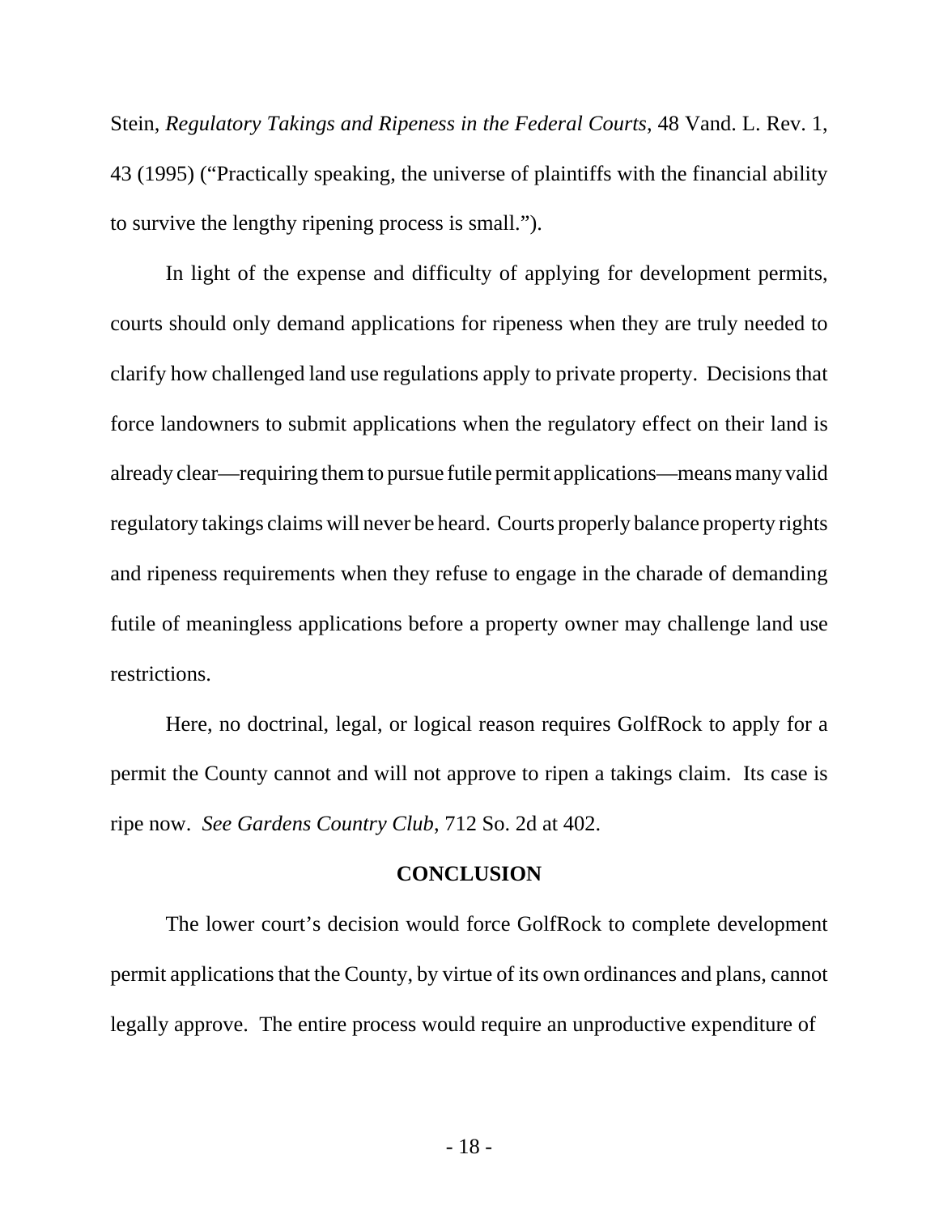Stein, *Regulatory Takings and Ripeness in the Federal Courts*, 48 Vand. L. Rev. 1, 43 (1995) ("Practically speaking, the universe of plaintiffs with the financial ability to survive the lengthy ripening process is small.").

In light of the expense and difficulty of applying for development permits, courts should only demand applications for ripeness when they are truly needed to clarify how challenged land use regulations apply to private property. Decisions that force landowners to submit applications when the regulatory effect on their land is already clear—requiring them to pursue futile permit applications—means many valid regulatory takings claims will never be heard. Courts properly balance property rights and ripeness requirements when they refuse to engage in the charade of demanding futile of meaningless applications before a property owner may challenge land use restrictions.

Here, no doctrinal, legal, or logical reason requires GolfRock to apply for a permit the County cannot and will not approve to ripen a takings claim. Its case is ripe now. *See Gardens Country Club*, 712 So. 2d at 402.

## CONCLUSION

The lower court's decision would force GolfRock to complete development permit applications that the County, by virtue of its own ordinances and plans, cannot legally approve. The entire process would require an unproductive expenditure of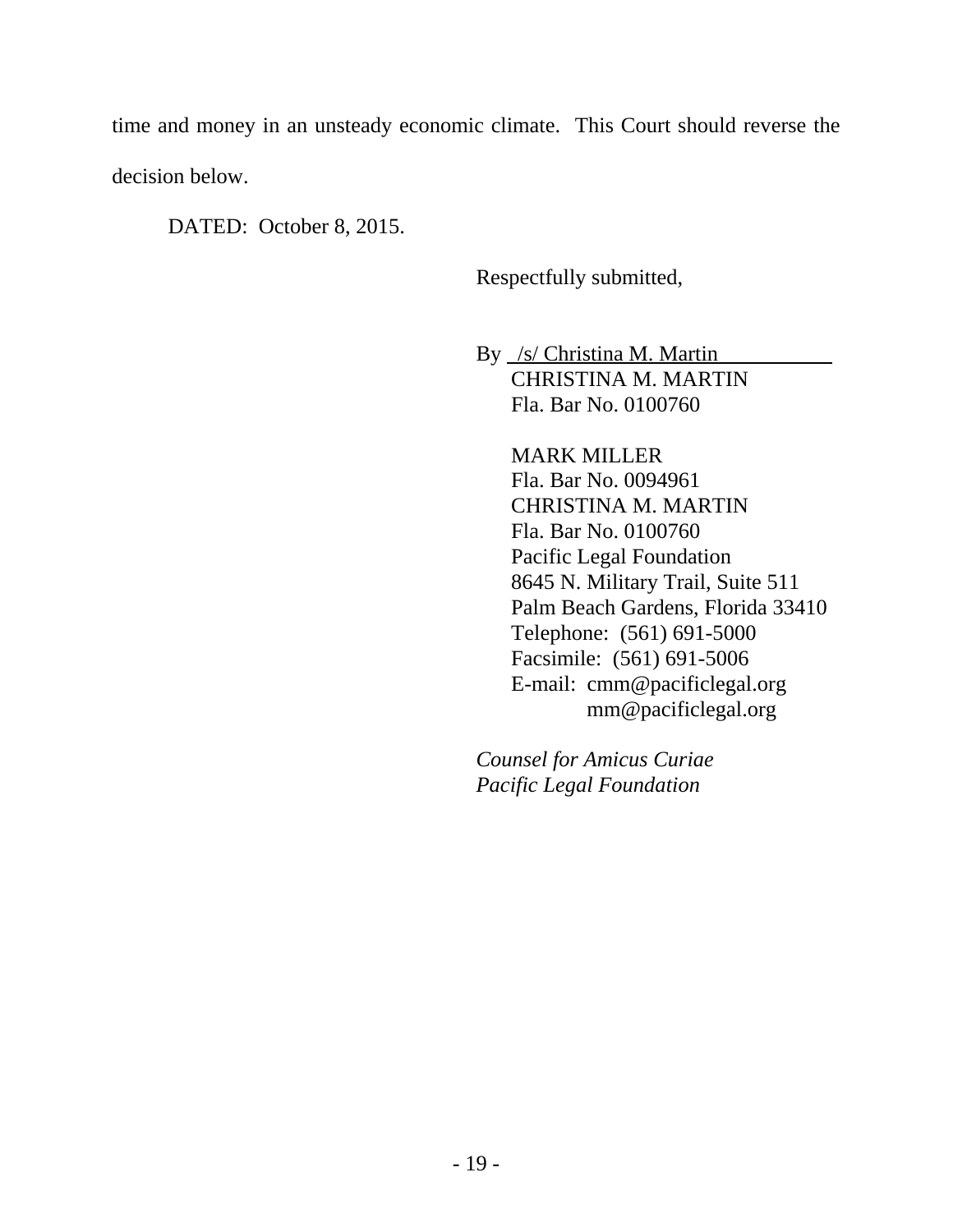time and money in an unsteady economic climate. This Court should reverse the decision below.

DATED: October 8, 2015.

Respectfully submitted,

By /s/ Christina M. Martin
CHRISTINA M. MARTIN
Fla. Bar No. 0100760

MARK MILLER
Fla. Bar No. 0094961
CHRISTINA M. MARTIN
Fla. Bar No. 0100760
Pacific Legal Foundation
8645 N. Military Trail, Suite 511
Palm Beach Gardens, Florida 33410
Telephone: (561) 691-5000
Facsimile: (561) 691-5006
E-mail: cmm@pacificlegal.org
mm@pacificlegal.org

*Counsel for Amicus Curiae*
*Pacific Legal Foundation*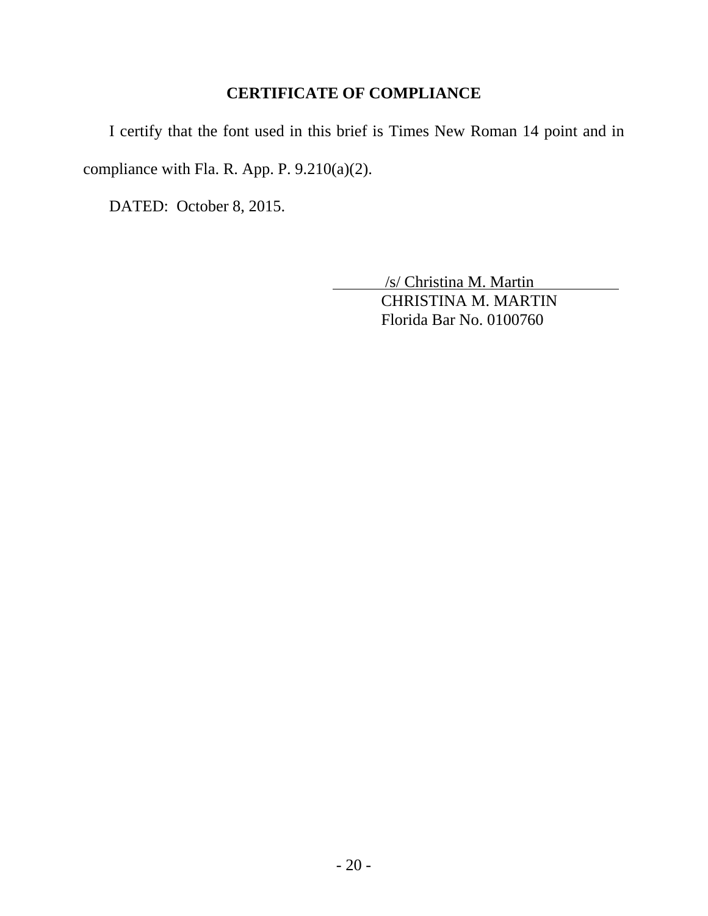## CERTIFICATE OF COMPLIANCE

I certify that the font used in this brief is Times New Roman 14 point and in compliance with Fla. R. App. P. 9.210(a)(2).

DATED: October 8, 2015.

/s/ Christina M. Martin
CHRISTINA M. MARTIN
Florida Bar No. 0100760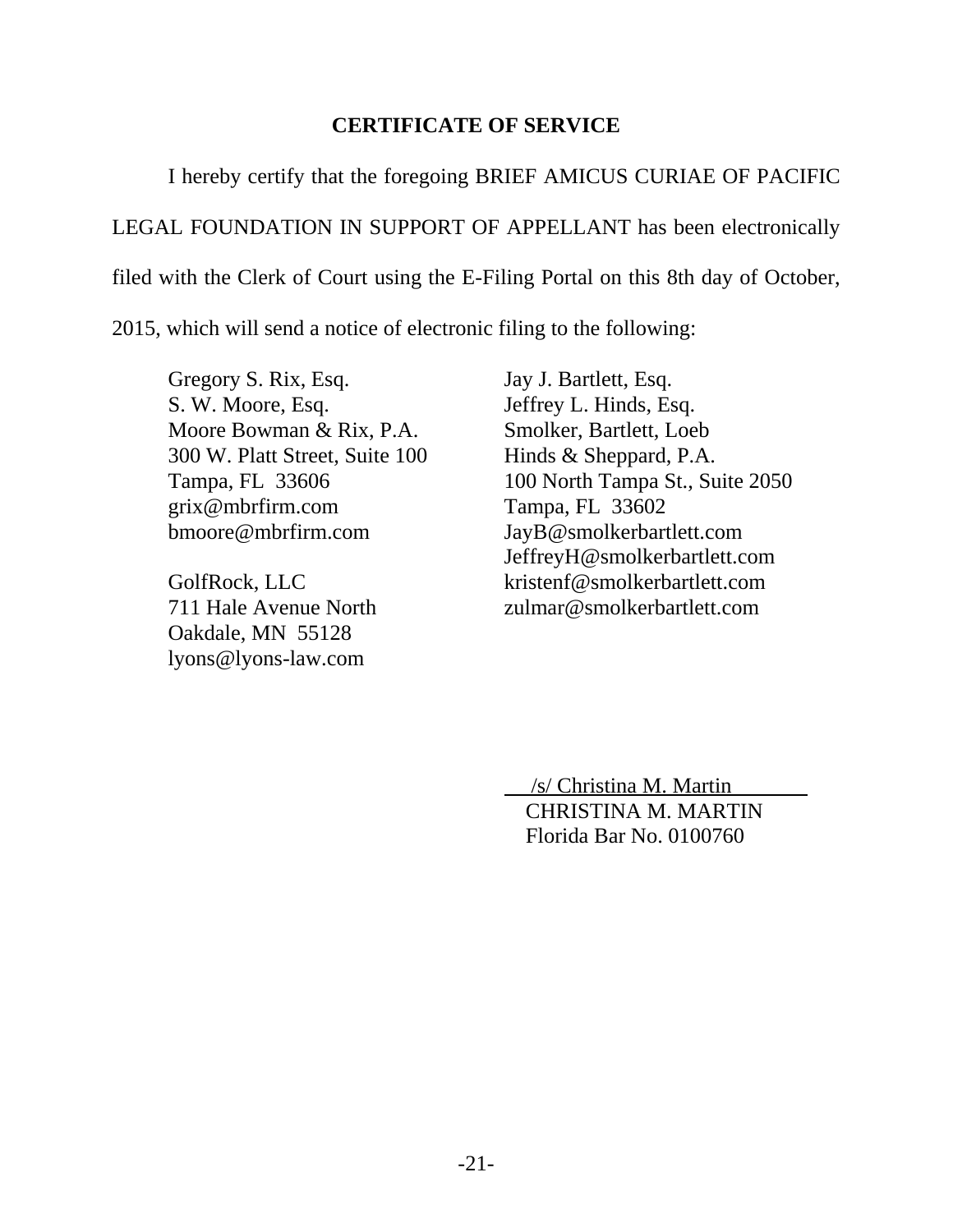## CERTIFICATE OF SERVICE

I hereby certify that the foregoing BRIEF AMICUS CURIAE OF PACIFIC LEGAL FOUNDATION IN SUPPORT OF APPELLANT has been electronically filed with the Clerk of Court using the E-Filing Portal on this 8th day of October, 2015, which will send a notice of electronic filing to the following:

Gregory S. Rix, Esq.
S. W. Moore, Esq.
Moore Bowman & Rix, P.A.
300 W. Platt Street, Suite 100
Tampa, FL 33606
grix@mbrfirm.com
bmoore@mbrfirm.com

GolfRock, LLC
711 Hale Avenue North
Oakdale, MN 55128
lyons@lyons-law.com

Jay J. Bartlett, Esq.
Jeffrey L. Hinds, Esq.
Smolker, Bartlett, Loeb
Hinds & Sheppard, P.A.
100 North Tampa St., Suite 2050
Tampa, FL 33602
JayB@smolkerbartlett.com
JeffreyH@smolkerbartlett.com
kristenf@smolkerbartlett.com
zulmar@smolkerbartlett.com

/s/ Christina M. Martin
CHRISTINA M. MARTIN
Florida Bar No. 0100760